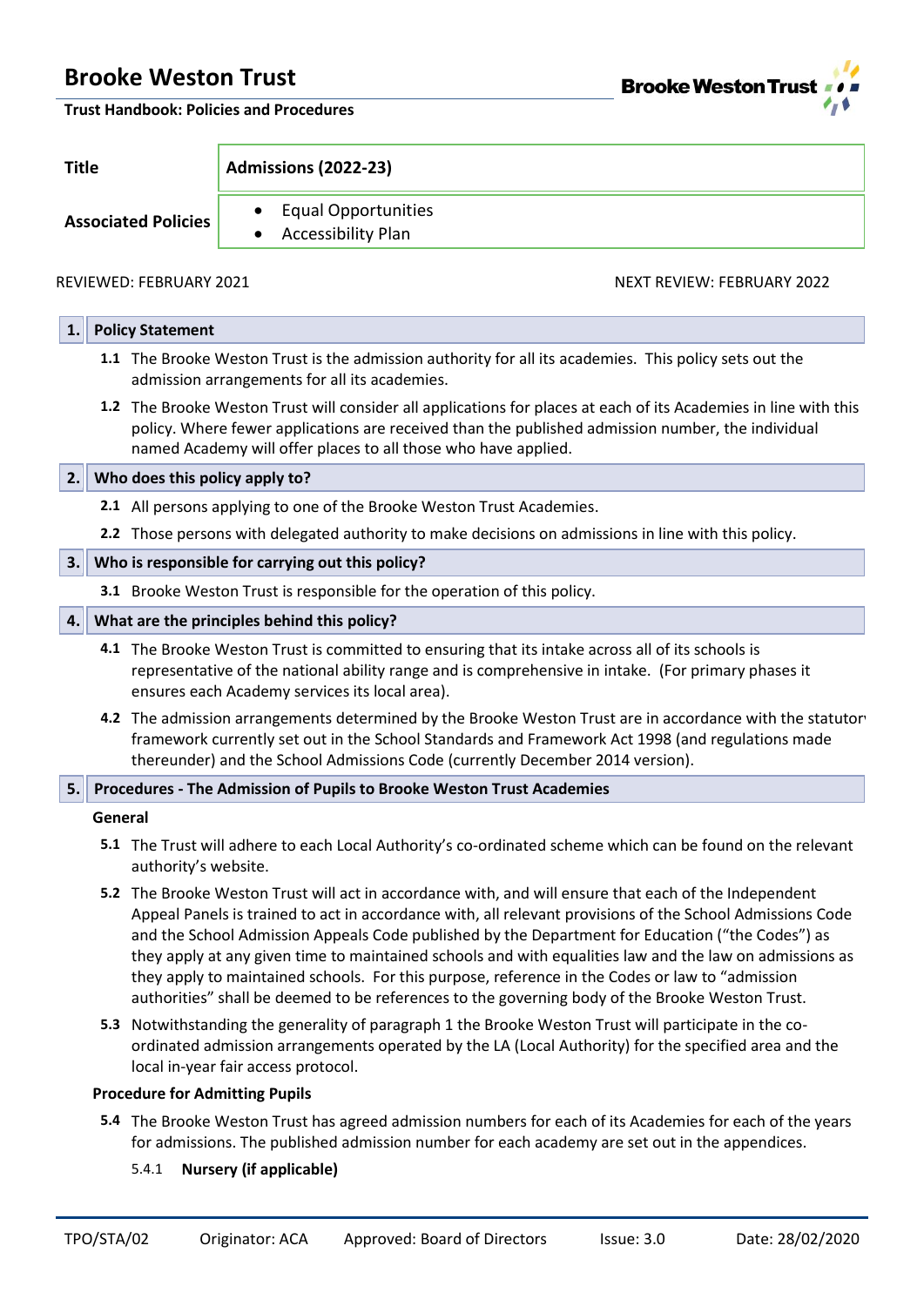# Brooke Weston Trust

**Trust Handbook: Policies and Procedures**

| | |
|---|---|
| **Title** | **Admissions (2022-23)** |
| **Associated Policies** | • Equal Opportunities<br>• Accessibility Plan |

REVIEWED: FEBRUARY 2021 NEXT REVIEW: FEBRUARY 2022

## 1. Policy Statement

**1.1** The Brooke Weston Trust is the admission authority for all its academies. This policy sets out the admission arrangements for all its academies.

**1.2** The Brooke Weston Trust will consider all applications for places at each of its Academies in line with this policy. Where fewer applications are received than the published admission number, the individual named Academy will offer places to all those who have applied.

## 2. Who does this policy apply to?

**2.1** All persons applying to one of the Brooke Weston Trust Academies.

**2.2** Those persons with delegated authority to make decisions on admissions in line with this policy.

## 3. Who is responsible for carrying out this policy?

**3.1** Brooke Weston Trust is responsible for the operation of this policy.

## 4. What are the principles behind this policy?

**4.1** The Brooke Weston Trust is committed to ensuring that its intake across all of its schools is representative of the national ability range and is comprehensive in intake. (For primary phases it ensures each Academy services its local area).

**4.2** The admission arrangements determined by the Brooke Weston Trust are in accordance with the statutory framework currently set out in the School Standards and Framework Act 1998 (and regulations made thereunder) and the School Admissions Code (currently December 2014 version).

## 5. Procedures - The Admission of Pupils to Brooke Weston Trust Academies

### General

**5.1** The Trust will adhere to each Local Authority's co-ordinated scheme which can be found on the relevant authority's website.

**5.2** The Brooke Weston Trust will act in accordance with, and will ensure that each of the Independent Appeal Panels is trained to act in accordance with, all relevant provisions of the School Admissions Code and the School Admission Appeals Code published by the Department for Education ("the Codes") as they apply at any given time to maintained schools and with equalities law and the law on admissions as they apply to maintained schools. For this purpose, reference in the Codes or law to "admission authorities" shall be deemed to be references to the governing body of the Brooke Weston Trust.

**5.3** Notwithstanding the generality of paragraph 1 the Brooke Weston Trust will participate in the co-ordinated admission arrangements operated by the LA (Local Authority) for the specified area and the local in-year fair access protocol.

### Procedure for Admitting Pupils

**5.4** The Brooke Weston Trust has agreed admission numbers for each of its Academies for each of the years for admissions. The published admission number for each academy are set out in the appendices.

5.4.1 **Nursery (if applicable)**

TPO/STA/02 Originator: ACA Approved: Board of Directors Issue: 3.0 Date: 28/02/2020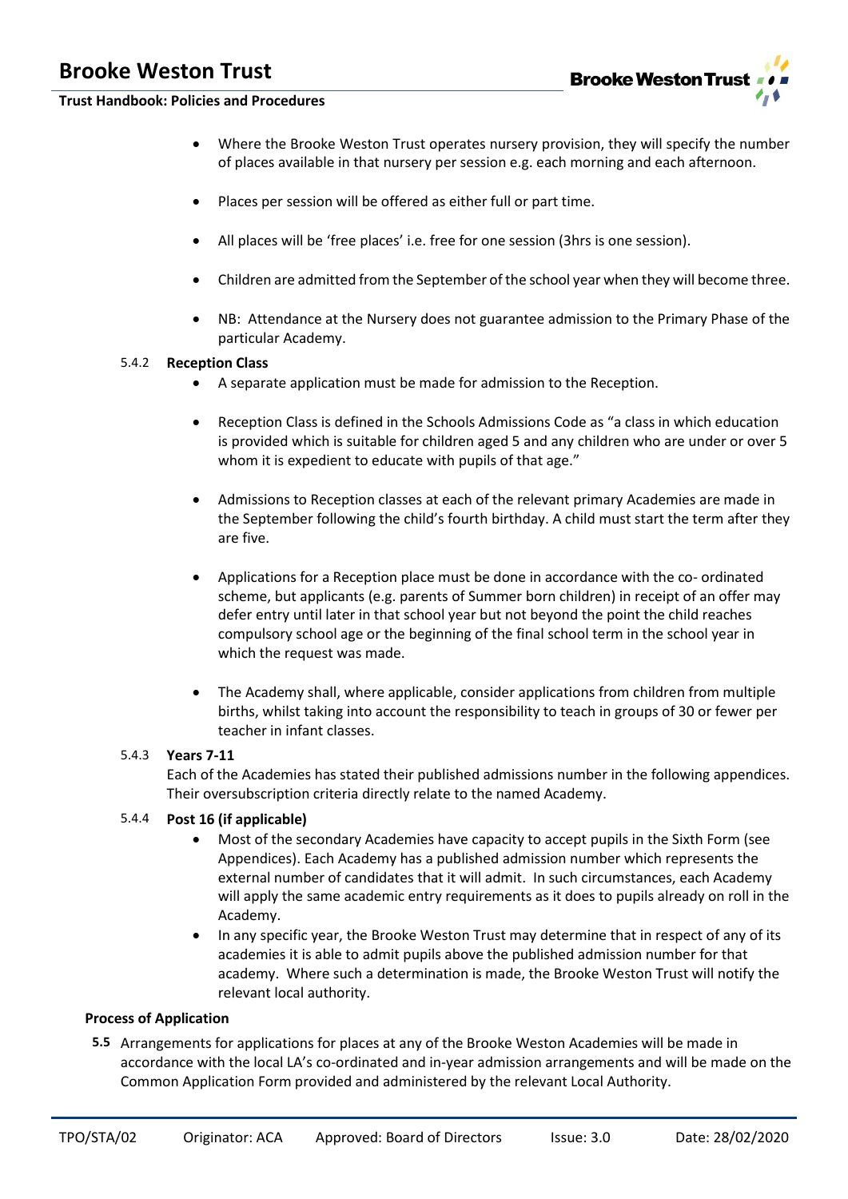- Where the Brooke Weston Trust operates nursery provision, they will specify the number of places available in that nursery per session e.g. each morning and each afternoon.

- Places per session will be offered as either full or part time.

- All places will be 'free places' i.e. free for one session (3hrs is one session).

- Children are admitted from the September of the school year when they will become three.

- NB: Attendance at the Nursery does not guarantee admission to the Primary Phase of the particular Academy.

#### 5.4.2 Reception Class

- A separate application must be made for admission to the Reception.

- Reception Class is defined in the Schools Admissions Code as "a class in which education is provided which is suitable for children aged 5 and any children who are under or over 5 whom it is expedient to educate with pupils of that age."

- Admissions to Reception classes at each of the relevant primary Academies are made in the September following the child's fourth birthday. A child must start the term after they are five.

- Applications for a Reception place must be done in accordance with the co- ordinated scheme, but applicants (e.g. parents of Summer born children) in receipt of an offer may defer entry until later in that school year but not beyond the point the child reaches compulsory school age or the beginning of the final school term in the school year in which the request was made.

- The Academy shall, where applicable, consider applications from children from multiple births, whilst taking into account the responsibility to teach in groups of 30 or fewer per teacher in infant classes.

#### 5.4.3 Years 7-11

Each of the Academies has stated their published admissions number in the following appendices. Their oversubscription criteria directly relate to the named Academy.

#### 5.4.4 Post 16 (if applicable)

- Most of the secondary Academies have capacity to accept pupils in the Sixth Form (see Appendices). Each Academy has a published admission number which represents the external number of candidates that it will admit. In such circumstances, each Academy will apply the same academic entry requirements as it does to pupils already on roll in the Academy.
- In any specific year, the Brooke Weston Trust may determine that in respect of any of its academies it is able to admit pupils above the published admission number for that academy. Where such a determination is made, the Brooke Weston Trust will notify the relevant local authority.

### Process of Application

**5.5** Arrangements for applications for places at any of the Brooke Weston Academies will be made in accordance with the local LA's co-ordinated and in-year admission arrangements and will be made on the Common Application Form provided and administered by the relevant Local Authority.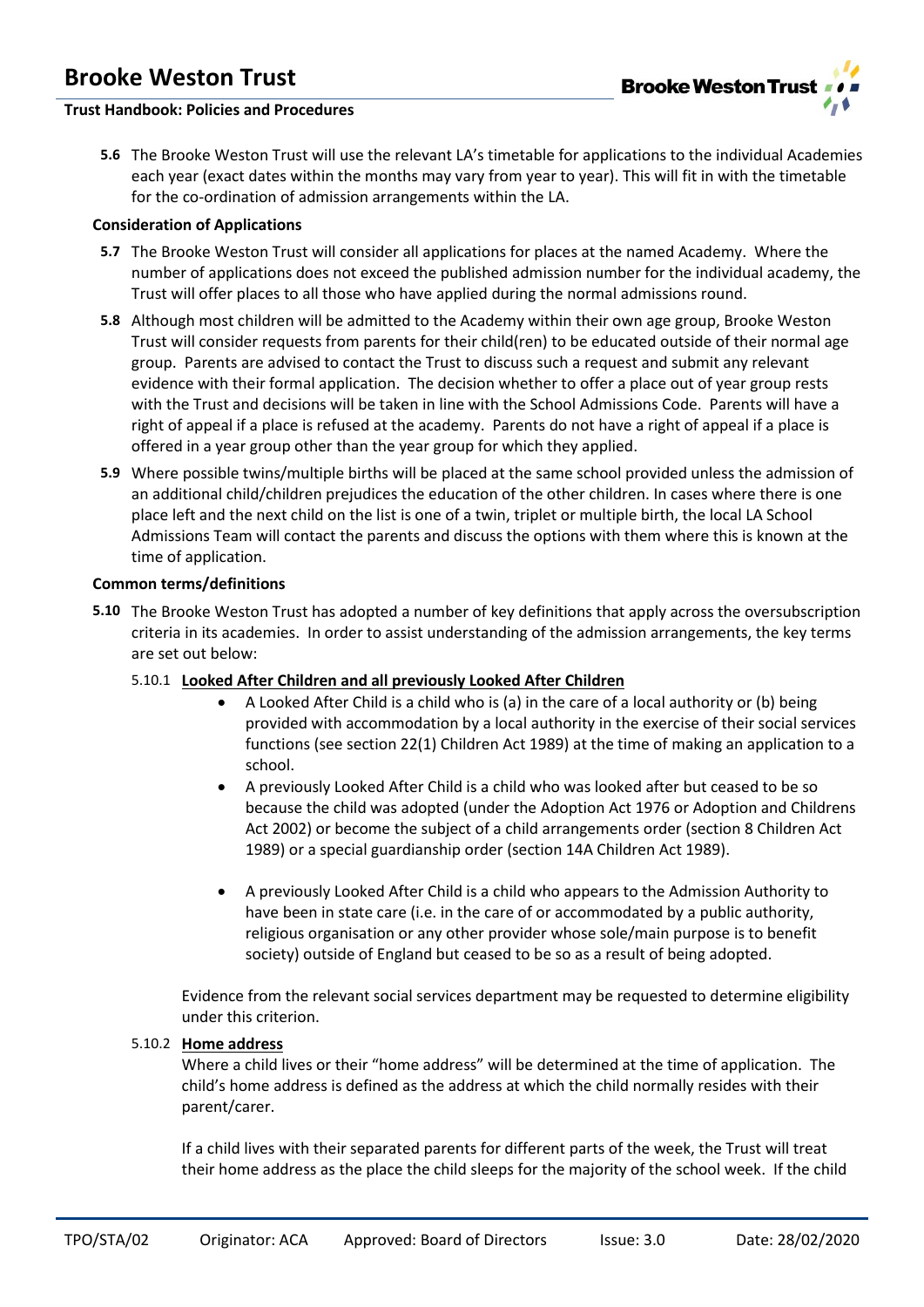**5.6** The Brooke Weston Trust will use the relevant LA's timetable for applications to the individual Academies each year (exact dates within the months may vary from year to year). This will fit in with the timetable for the co-ordination of admission arrangements within the LA.

**Consideration of Applications**

**5.7** The Brooke Weston Trust will consider all applications for places at the named Academy. Where the number of applications does not exceed the published admission number for the individual academy, the Trust will offer places to all those who have applied during the normal admissions round.

**5.8** Although most children will be admitted to the Academy within their own age group, Brooke Weston Trust will consider requests from parents for their child(ren) to be educated outside of their normal age group. Parents are advised to contact the Trust to discuss such a request and submit any relevant evidence with their formal application. The decision whether to offer a place out of year group rests with the Trust and decisions will be taken in line with the School Admissions Code. Parents will have a right of appeal if a place is refused at the academy. Parents do not have a right of appeal if a place is offered in a year group other than the year group for which they applied.

**5.9** Where possible twins/multiple births will be placed at the same school provided unless the admission of an additional child/children prejudices the education of the other children. In cases where there is one place left and the next child on the list is one of a twin, triplet or multiple birth, the local LA School Admissions Team will contact the parents and discuss the options with them where this is known at the time of application.

**Common terms/definitions**

**5.10** The Brooke Weston Trust has adopted a number of key definitions that apply across the oversubscription criteria in its academies. In order to assist understanding of the admission arrangements, the key terms are set out below:

5.10.1 **Looked After Children and all previously Looked After Children**

- A Looked After Child is a child who is (a) in the care of a local authority or (b) being provided with accommodation by a local authority in the exercise of their social services functions (see section 22(1) Children Act 1989) at the time of making an application to a school.
- A previously Looked After Child is a child who was looked after but ceased to be so because the child was adopted (under the Adoption Act 1976 or Adoption and Childrens Act 2002) or become the subject of a child arrangements order (section 8 Children Act 1989) or a special guardianship order (section 14A Children Act 1989).
- A previously Looked After Child is a child who appears to the Admission Authority to have been in state care (i.e. in the care of or accommodated by a public authority, religious organisation or any other provider whose sole/main purpose is to benefit society) outside of England but ceased to be so as a result of being adopted.

Evidence from the relevant social services department may be requested to determine eligibility under this criterion.

5.10.2 **Home address**

Where a child lives or their "home address" will be determined at the time of application. The child's home address is defined as the address at which the child normally resides with their parent/carer.

If a child lives with their separated parents for different parts of the week, the Trust will treat their home address as the place the child sleeps for the majority of the school week. If the child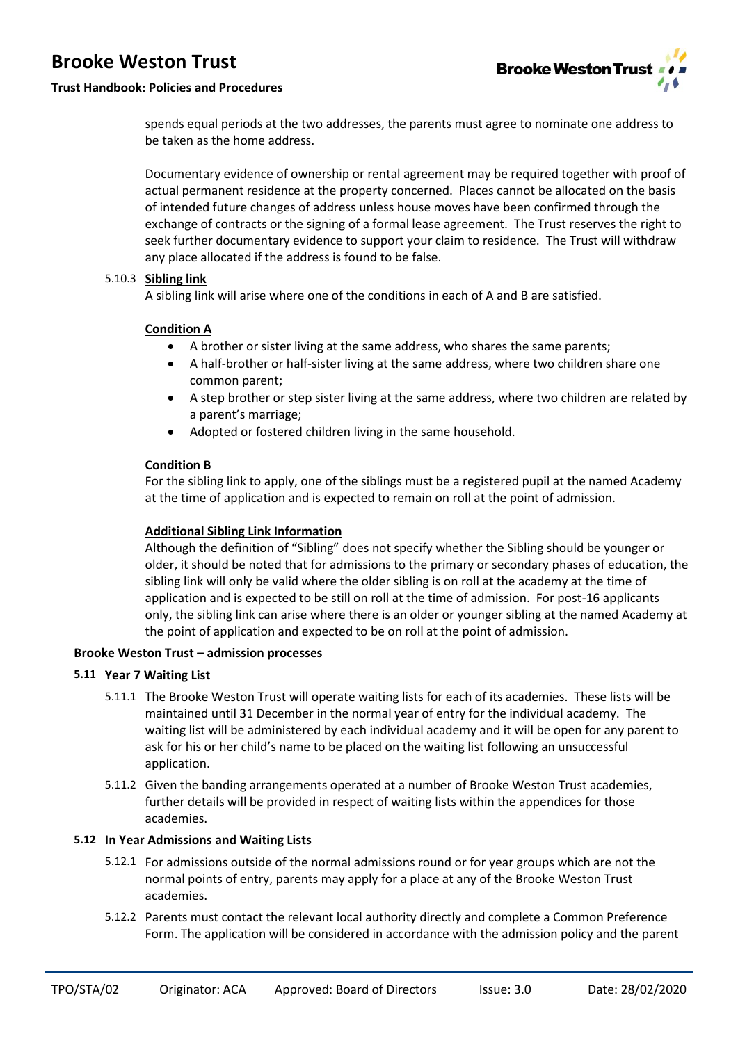spends equal periods at the two addresses, the parents must agree to nominate one address to be taken as the home address.

Documentary evidence of ownership or rental agreement may be required together with proof of actual permanent residence at the property concerned. Places cannot be allocated on the basis of intended future changes of address unless house moves have been confirmed through the exchange of contracts or the signing of a formal lease agreement. The Trust reserves the right to seek further documentary evidence to support your claim to residence. The Trust will withdraw any place allocated if the address is found to be false.

5.10.3 **Sibling link**

A sibling link will arise where one of the conditions in each of A and B are satisfied.

**Condition A**

- A brother or sister living at the same address, who shares the same parents;
- A half-brother or half-sister living at the same address, where two children share one common parent;
- A step brother or step sister living at the same address, where two children are related by a parent's marriage;
- Adopted or fostered children living in the same household.

**Condition B**

For the sibling link to apply, one of the siblings must be a registered pupil at the named Academy at the time of application and is expected to remain on roll at the point of admission.

**Additional Sibling Link Information**

Although the definition of "Sibling" does not specify whether the Sibling should be younger or older, it should be noted that for admissions to the primary or secondary phases of education, the sibling link will only be valid where the older sibling is on roll at the academy at the time of application and is expected to be still on roll at the time of admission. For post-16 applicants only, the sibling link can arise where there is an older or younger sibling at the named Academy at the point of application and expected to be on roll at the point of admission.

**Brooke Weston Trust – admission processes**

### 5.11 Year 7 Waiting List

5.11.1 The Brooke Weston Trust will operate waiting lists for each of its academies. These lists will be maintained until 31 December in the normal year of entry for the individual academy. The waiting list will be administered by each individual academy and it will be open for any parent to ask for his or her child's name to be placed on the waiting list following an unsuccessful application.

5.11.2 Given the banding arrangements operated at a number of Brooke Weston Trust academies, further details will be provided in respect of waiting lists within the appendices for those academies.

### 5.12 In Year Admissions and Waiting Lists

5.12.1 For admissions outside of the normal admissions round or for year groups which are not the normal points of entry, parents may apply for a place at any of the Brooke Weston Trust academies.

5.12.2 Parents must contact the relevant local authority directly and complete a Common Preference Form. The application will be considered in accordance with the admission policy and the parent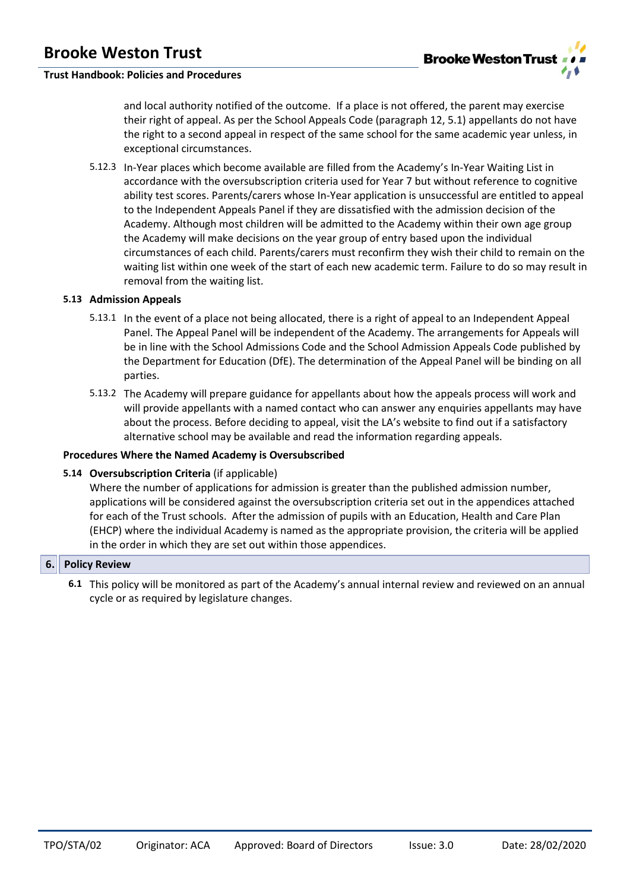and local authority notified of the outcome. If a place is not offered, the parent may exercise their right of appeal. As per the School Appeals Code (paragraph 12, 5.1) appellants do not have the right to a second appeal in respect of the same school for the same academic year unless, in exceptional circumstances.

5.12.3 In-Year places which become available are filled from the Academy's In-Year Waiting List in accordance with the oversubscription criteria used for Year 7 but without reference to cognitive ability test scores. Parents/carers whose In-Year application is unsuccessful are entitled to appeal to the Independent Appeals Panel if they are dissatisfied with the admission decision of the Academy. Although most children will be admitted to the Academy within their own age group the Academy will make decisions on the year group of entry based upon the individual circumstances of each child. Parents/carers must reconfirm they wish their child to remain on the waiting list within one week of the start of each new academic term. Failure to do so may result in removal from the waiting list.

### 5.13 Admission Appeals

5.13.1 In the event of a place not being allocated, there is a right of appeal to an Independent Appeal Panel. The Appeal Panel will be independent of the Academy. The arrangements for Appeals will be in line with the School Admissions Code and the School Admission Appeals Code published by the Department for Education (DfE). The determination of the Appeal Panel will be binding on all parties.

5.13.2 The Academy will prepare guidance for appellants about how the appeals process will work and will provide appellants with a named contact who can answer any enquiries appellants may have about the process. Before deciding to appeal, visit the LA's website to find out if a satisfactory alternative school may be available and read the information regarding appeals.

**Procedures Where the Named Academy is Oversubscribed**

### 5.14 Oversubscription Criteria (if applicable)

Where the number of applications for admission is greater than the published admission number, applications will be considered against the oversubscription criteria set out in the appendices attached for each of the Trust schools. After the admission of pupils with an Education, Health and Care Plan (EHCP) where the individual Academy is named as the appropriate provision, the criteria will be applied in the order in which they are set out within those appendices.

## 6. Policy Review

**6.1** This policy will be monitored as part of the Academy's annual internal review and reviewed on an annual cycle or as required by legislature changes.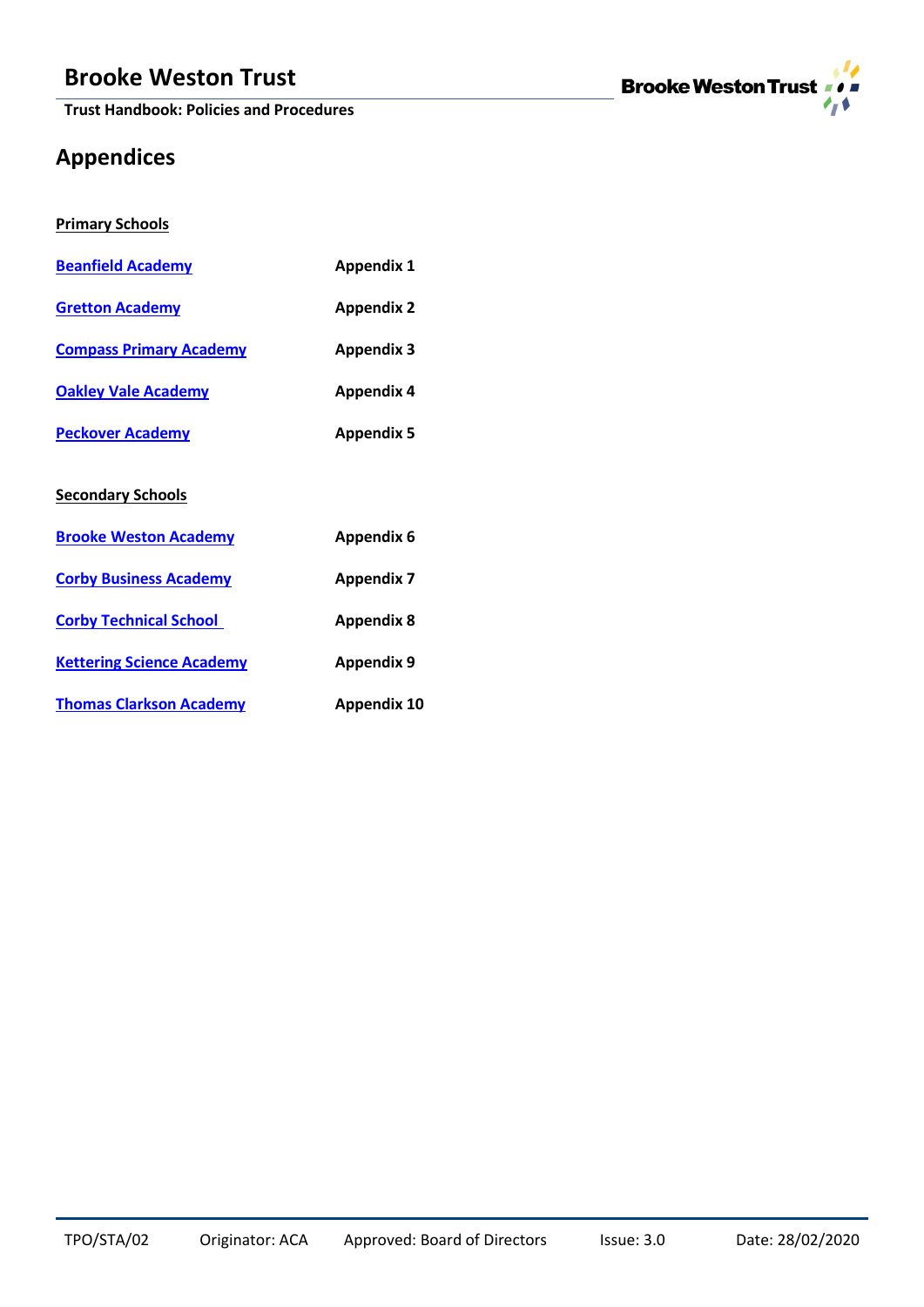# Appendices

**Primary Schools**

| | |
|---|---|
| **Beanfield Academy** | **Appendix 1** |
| **Gretton Academy** | **Appendix 2** |
| **Compass Primary Academy** | **Appendix 3** |
| **Oakley Vale Academy** | **Appendix 4** |
| **Peckover Academy** | **Appendix 5** |

**Secondary Schools**

| | |
|---|---|
| **Brooke Weston Academy** | **Appendix 6** |
| **Corby Business Academy** | **Appendix 7** |
| **Corby Technical School** | **Appendix 8** |
| **Kettering Science Academy** | **Appendix 9** |
| **Thomas Clarkson Academy** | **Appendix 10** |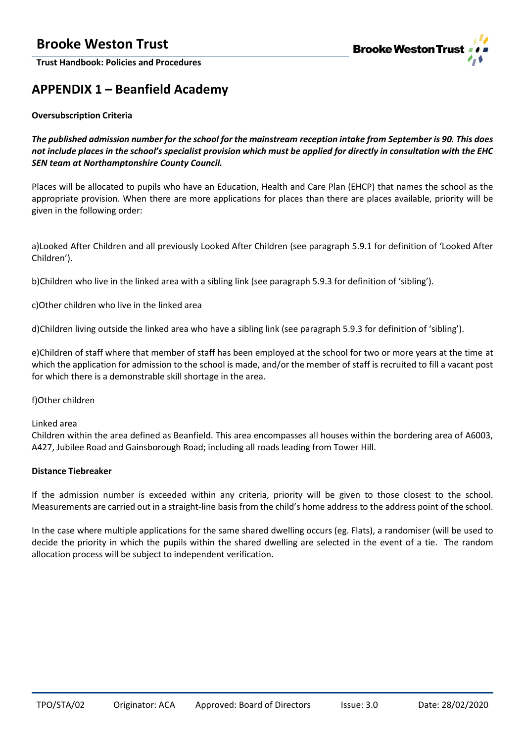## APPENDIX 1 – Beanfield Academy

**Oversubscription Criteria**

***The published admission number for the school for the mainstream reception intake from September is 90. This does not include places in the school's specialist provision which must be applied for directly in consultation with the EHC SEN team at Northamptonshire County Council.***

Places will be allocated to pupils who have an Education, Health and Care Plan (EHCP) that names the school as the appropriate provision. When there are more applications for places than there are places available, priority will be given in the following order:

a)Looked After Children and all previously Looked After Children (see paragraph 5.9.1 for definition of 'Looked After Children').

b)Children who live in the linked area with a sibling link (see paragraph 5.9.3 for definition of 'sibling').

c)Other children who live in the linked area

d)Children living outside the linked area who have a sibling link (see paragraph 5.9.3 for definition of 'sibling').

e)Children of staff where that member of staff has been employed at the school for two or more years at the time at which the application for admission to the school is made, and/or the member of staff is recruited to fill a vacant post for which there is a demonstrable skill shortage in the area.

f)Other children

Linked area
Children within the area defined as Beanfield. This area encompasses all houses within the bordering area of A6003, A427, Jubilee Road and Gainsborough Road; including all roads leading from Tower Hill.

**Distance Tiebreaker**

If the admission number is exceeded within any criteria, priority will be given to those closest to the school. Measurements are carried out in a straight-line basis from the child's home address to the address point of the school.

In the case where multiple applications for the same shared dwelling occurs (eg. Flats), a randomiser (will be used to decide the priority in which the pupils within the shared dwelling are selected in the event of a tie. The random allocation process will be subject to independent verification.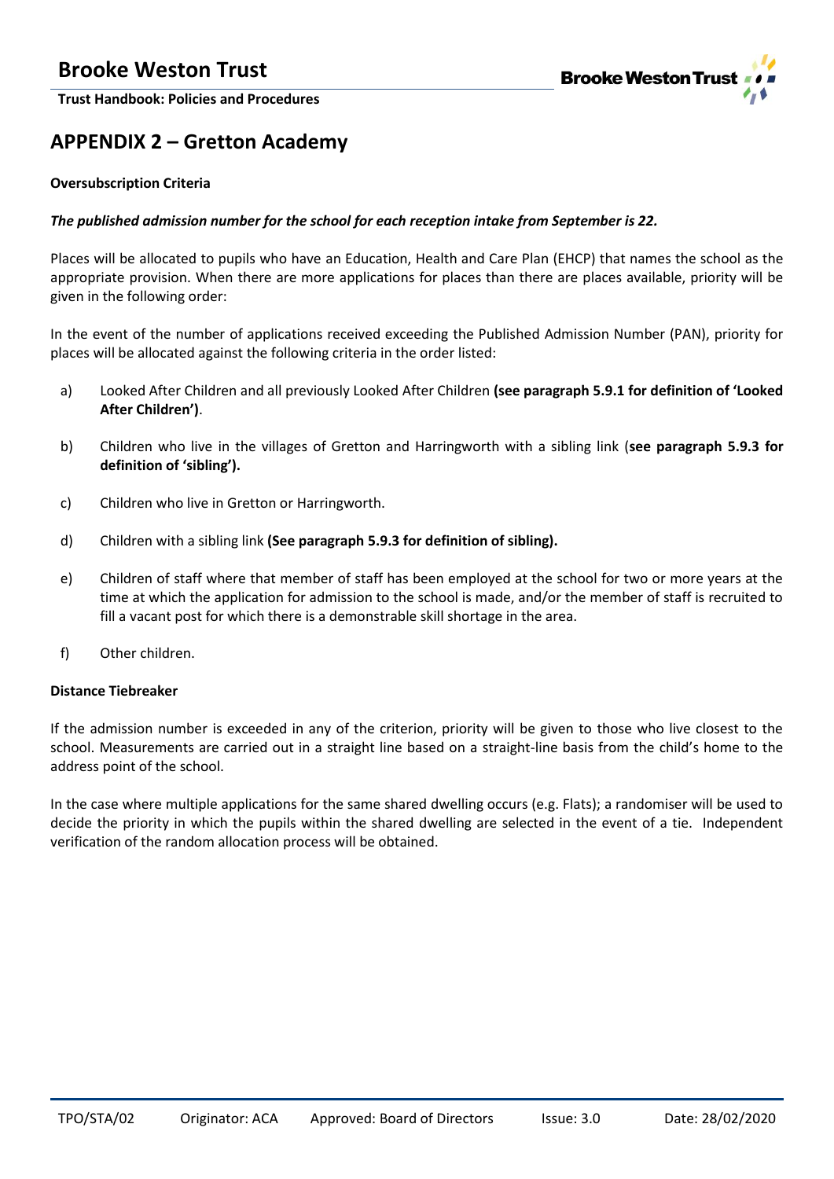## APPENDIX 2 – Gretton Academy

**Oversubscription Criteria**

***The published admission number for the school for each reception intake from September is 22.***

Places will be allocated to pupils who have an Education, Health and Care Plan (EHCP) that names the school as the appropriate provision. When there are more applications for places than there are places available, priority will be given in the following order:

In the event of the number of applications received exceeding the Published Admission Number (PAN), priority for places will be allocated against the following criteria in the order listed:

a) Looked After Children and all previously Looked After Children **(see paragraph 5.9.1 for definition of 'Looked After Children')**.

b) Children who live in the villages of Gretton and Harringworth with a sibling link (**see paragraph 5.9.3 for definition of 'sibling').**

c) Children who live in Gretton or Harringworth.

d) Children with a sibling link **(See paragraph 5.9.3 for definition of sibling).**

e) Children of staff where that member of staff has been employed at the school for two or more years at the time at which the application for admission to the school is made, and/or the member of staff is recruited to fill a vacant post for which there is a demonstrable skill shortage in the area.

f) Other children.

**Distance Tiebreaker**

If the admission number is exceeded in any of the criterion, priority will be given to those who live closest to the school. Measurements are carried out in a straight line based on a straight-line basis from the child's home to the address point of the school.

In the case where multiple applications for the same shared dwelling occurs (e.g. Flats); a randomiser will be used to decide the priority in which the pupils within the shared dwelling are selected in the event of a tie. Independent verification of the random allocation process will be obtained.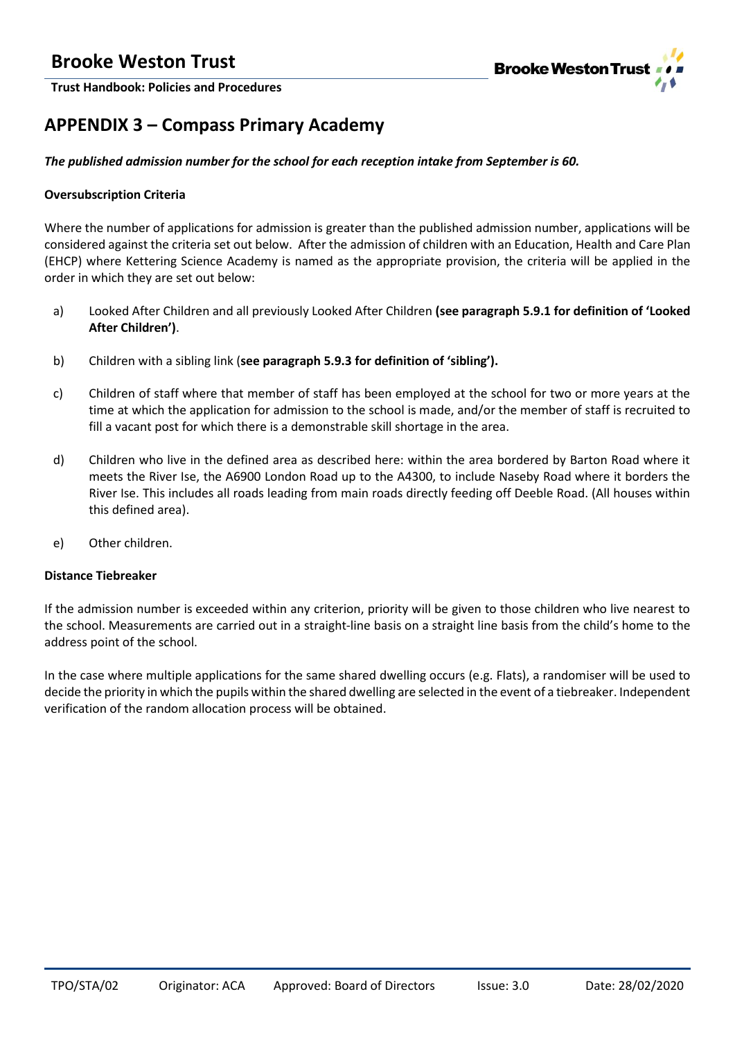## APPENDIX 3 – Compass Primary Academy

***The published admission number for the school for each reception intake from September is 60.***

**Oversubscription Criteria**

Where the number of applications for admission is greater than the published admission number, applications will be considered against the criteria set out below. After the admission of children with an Education, Health and Care Plan (EHCP) where Kettering Science Academy is named as the appropriate provision, the criteria will be applied in the order in which they are set out below:

a) Looked After Children and all previously Looked After Children **(see paragraph 5.9.1 for definition of 'Looked After Children')**.

b) Children with a sibling link (**see paragraph 5.9.3 for definition of 'sibling').**

c) Children of staff where that member of staff has been employed at the school for two or more years at the time at which the application for admission to the school is made, and/or the member of staff is recruited to fill a vacant post for which there is a demonstrable skill shortage in the area.

d) Children who live in the defined area as described here: within the area bordered by Barton Road where it meets the River Ise, the A6900 London Road up to the A4300, to include Naseby Road where it borders the River Ise. This includes all roads leading from main roads directly feeding off Deeble Road. (All houses within this defined area).

e) Other children.

**Distance Tiebreaker**

If the admission number is exceeded within any criterion, priority will be given to those children who live nearest to the school. Measurements are carried out in a straight-line basis on a straight line basis from the child's home to the address point of the school.

In the case where multiple applications for the same shared dwelling occurs (e.g. Flats), a randomiser will be used to decide the priority in which the pupils within the shared dwelling are selected in the event of a tiebreaker. Independent verification of the random allocation process will be obtained.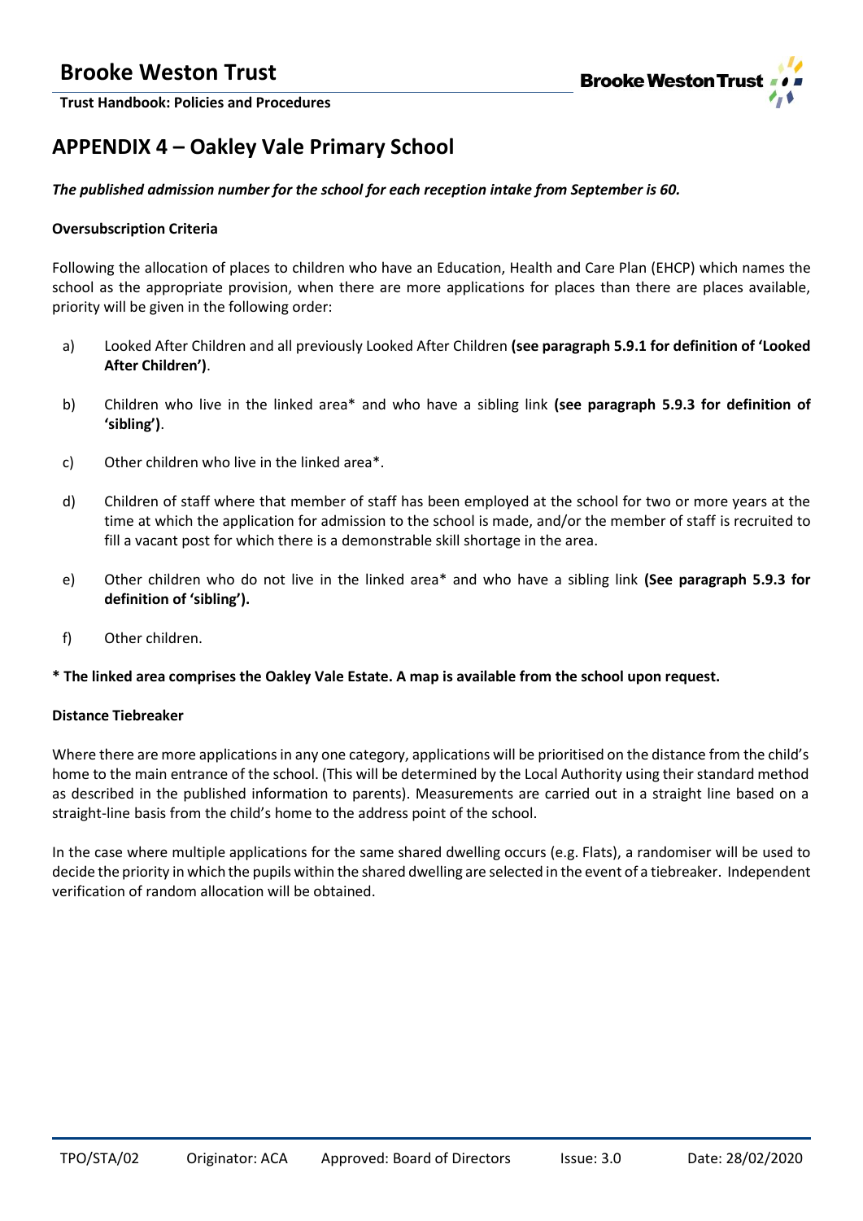## APPENDIX 4 – Oakley Vale Primary School

***The published admission number for the school for each reception intake from September is 60.***

**Oversubscription Criteria**

Following the allocation of places to children who have an Education, Health and Care Plan (EHCP) which names the school as the appropriate provision, when there are more applications for places than there are places available, priority will be given in the following order:

a) Looked After Children and all previously Looked After Children **(see paragraph 5.9.1 for definition of 'Looked After Children')**.

b) Children who live in the linked area* and who have a sibling link **(see paragraph 5.9.3 for definition of 'sibling')**.

c) Other children who live in the linked area*.

d) Children of staff where that member of staff has been employed at the school for two or more years at the time at which the application for admission to the school is made, and/or the member of staff is recruited to fill a vacant post for which there is a demonstrable skill shortage in the area.

e) Other children who do not live in the linked area* and who have a sibling link **(See paragraph 5.9.3 for definition of 'sibling').**

f) Other children.

**\* The linked area comprises the Oakley Vale Estate. A map is available from the school upon request.**

**Distance Tiebreaker**

Where there are more applications in any one category, applications will be prioritised on the distance from the child's home to the main entrance of the school. (This will be determined by the Local Authority using their standard method as described in the published information to parents). Measurements are carried out in a straight line based on a straight-line basis from the child's home to the address point of the school.

In the case where multiple applications for the same shared dwelling occurs (e.g. Flats), a randomiser will be used to decide the priority in which the pupils within the shared dwelling are selected in the event of a tiebreaker. Independent verification of random allocation will be obtained.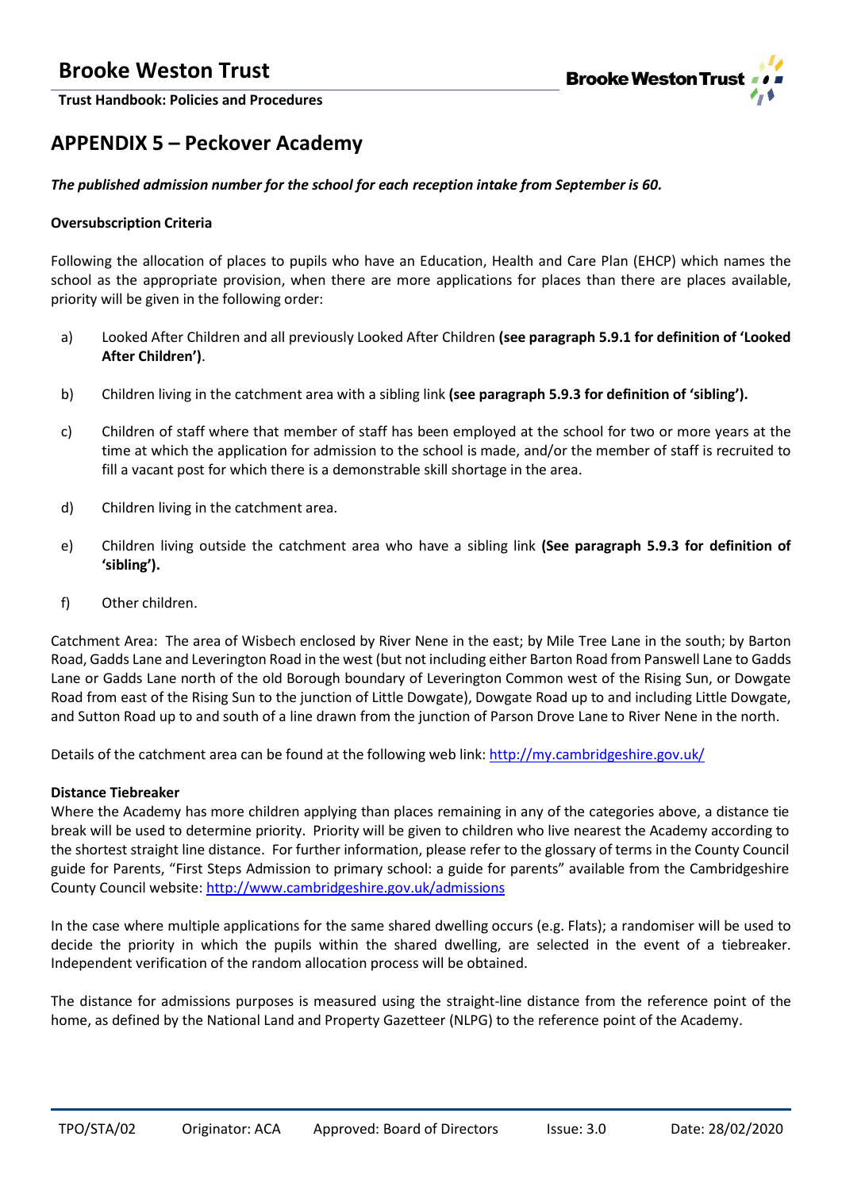## APPENDIX 5 – Peckover Academy

***The published admission number for the school for each reception intake from September is 60.***

**Oversubscription Criteria**

Following the allocation of places to pupils who have an Education, Health and Care Plan (EHCP) which names the school as the appropriate provision, when there are more applications for places than there are places available, priority will be given in the following order:

a) Looked After Children and all previously Looked After Children **(see paragraph 5.9.1 for definition of 'Looked After Children')**.

b) Children living in the catchment area with a sibling link **(see paragraph 5.9.3 for definition of 'sibling').**

c) Children of staff where that member of staff has been employed at the school for two or more years at the time at which the application for admission to the school is made, and/or the member of staff is recruited to fill a vacant post for which there is a demonstrable skill shortage in the area.

d) Children living in the catchment area.

e) Children living outside the catchment area who have a sibling link **(See paragraph 5.9.3 for definition of 'sibling').**

f) Other children.

Catchment Area: The area of Wisbech enclosed by River Nene in the east; by Mile Tree Lane in the south; by Barton Road, Gadds Lane and Leverington Road in the west (but not including either Barton Road from Panswell Lane to Gadds Lane or Gadds Lane north of the old Borough boundary of Leverington Common west of the Rising Sun, or Dowgate Road from east of the Rising Sun to the junction of Little Dowgate), Dowgate Road up to and including Little Dowgate, and Sutton Road up to and south of a line drawn from the junction of Parson Drove Lane to River Nene in the north.

Details of the catchment area can be found at the following web link: http://my.cambridgeshire.gov.uk/

**Distance Tiebreaker**

Where the Academy has more children applying than places remaining in any of the categories above, a distance tie break will be used to determine priority. Priority will be given to children who live nearest the Academy according to the shortest straight line distance. For further information, please refer to the glossary of terms in the County Council guide for Parents, "First Steps Admission to primary school: a guide for parents" available from the Cambridgeshire County Council website: http://www.cambridgeshire.gov.uk/admissions

In the case where multiple applications for the same shared dwelling occurs (e.g. Flats); a randomiser will be used to decide the priority in which the pupils within the shared dwelling, are selected in the event of a tiebreaker. Independent verification of the random allocation process will be obtained.

The distance for admissions purposes is measured using the straight-line distance from the reference point of the home, as defined by the National Land and Property Gazetteer (NLPG) to the reference point of the Academy.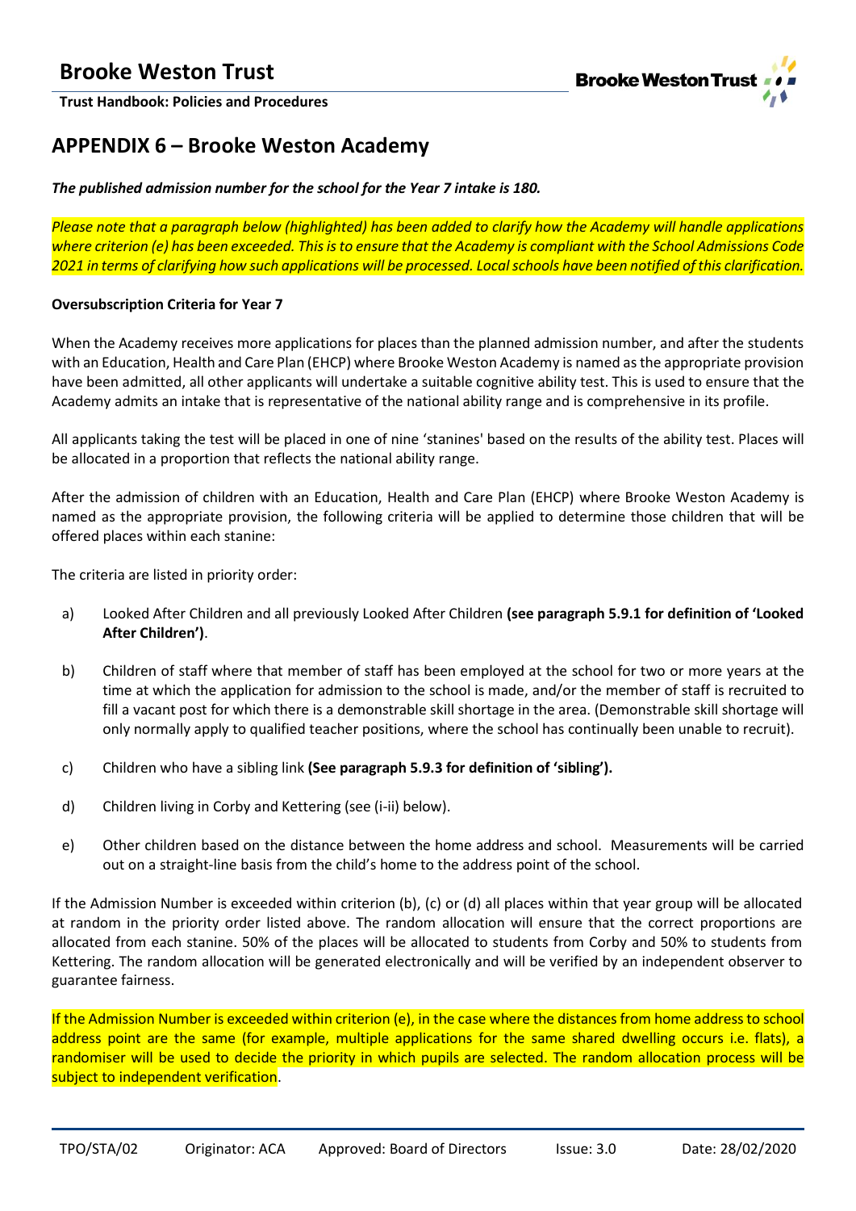## APPENDIX 6 – Brooke Weston Academy

***The published admission number for the school for the Year 7 intake is 180.***

*Please note that a paragraph below (highlighted) has been added to clarify how the Academy will handle applications where criterion (e) has been exceeded. This is to ensure that the Academy is compliant with the School Admissions Code 2021 in terms of clarifying how such applications will be processed. Local schools have been notified of this clarification.*

**Oversubscription Criteria for Year 7**

When the Academy receives more applications for places than the planned admission number, and after the students with an Education, Health and Care Plan (EHCP) where Brooke Weston Academy is named as the appropriate provision have been admitted, all other applicants will undertake a suitable cognitive ability test. This is used to ensure that the Academy admits an intake that is representative of the national ability range and is comprehensive in its profile.

All applicants taking the test will be placed in one of nine 'stanines' based on the results of the ability test. Places will be allocated in a proportion that reflects the national ability range.

After the admission of children with an Education, Health and Care Plan (EHCP) where Brooke Weston Academy is named as the appropriate provision, the following criteria will be applied to determine those children that will be offered places within each stanine:

The criteria are listed in priority order:

a) Looked After Children and all previously Looked After Children **(see paragraph 5.9.1 for definition of 'Looked After Children')**.

b) Children of staff where that member of staff has been employed at the school for two or more years at the time at which the application for admission to the school is made, and/or the member of staff is recruited to fill a vacant post for which there is a demonstrable skill shortage in the area. (Demonstrable skill shortage will only normally apply to qualified teacher positions, where the school has continually been unable to recruit).

c) Children who have a sibling link **(See paragraph 5.9.3 for definition of 'sibling').**

d) Children living in Corby and Kettering (see (i-ii) below).

e) Other children based on the distance between the home address and school. Measurements will be carried out on a straight-line basis from the child's home to the address point of the school.

If the Admission Number is exceeded within criterion (b), (c) or (d) all places within that year group will be allocated at random in the priority order listed above. The random allocation will ensure that the correct proportions are allocated from each stanine. 50% of the places will be allocated to students from Corby and 50% to students from Kettering. The random allocation will be generated electronically and will be verified by an independent observer to guarantee fairness.

If the Admission Number is exceeded within criterion (e), in the case where the distances from home address to school address point are the same (for example, multiple applications for the same shared dwelling occurs i.e. flats), a randomiser will be used to decide the priority in which pupils are selected. The random allocation process will be subject to independent verification.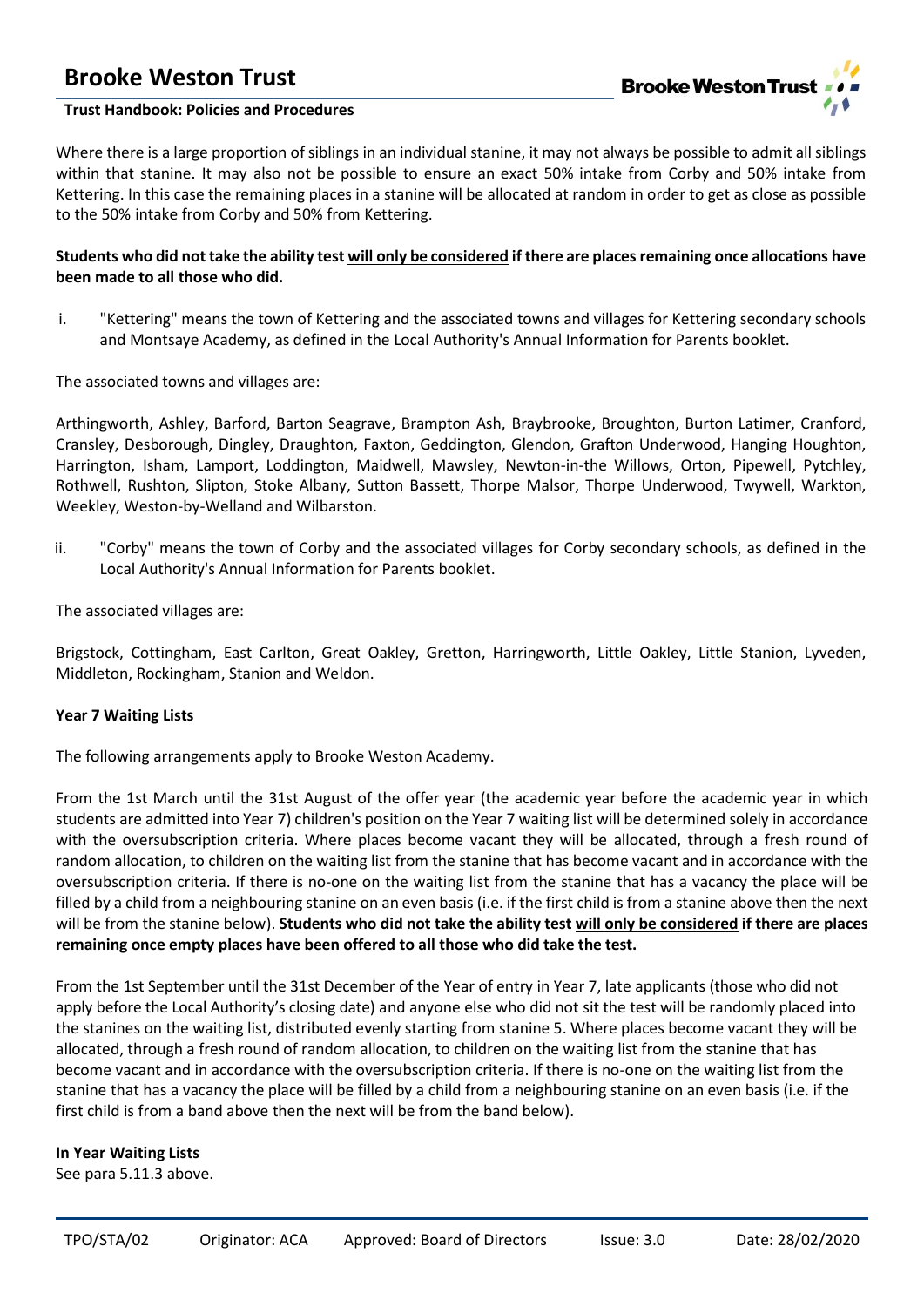Where there is a large proportion of siblings in an individual stanine, it may not always be possible to admit all siblings within that stanine. It may also not be possible to ensure an exact 50% intake from Corby and 50% intake from Kettering. In this case the remaining places in a stanine will be allocated at random in order to get as close as possible to the 50% intake from Corby and 50% from Kettering.

**Students who did not take the ability test <u>will only be considered</u> if there are places remaining once allocations have been made to all those who did.**

i. "Kettering" means the town of Kettering and the associated towns and villages for Kettering secondary schools and Montsaye Academy, as defined in the Local Authority's Annual Information for Parents booklet.

The associated towns and villages are:

Arthingworth, Ashley, Barford, Barton Seagrave, Brampton Ash, Braybrooke, Broughton, Burton Latimer, Cranford, Cransley, Desborough, Dingley, Draughton, Faxton, Geddington, Glendon, Grafton Underwood, Hanging Houghton, Harrington, Isham, Lamport, Loddington, Maidwell, Mawsley, Newton-in-the Willows, Orton, Pipewell, Pytchley, Rothwell, Rushton, Slipton, Stoke Albany, Sutton Bassett, Thorpe Malsor, Thorpe Underwood, Twywell, Warkton, Weekley, Weston-by-Welland and Wilbarston.

ii. "Corby" means the town of Corby and the associated villages for Corby secondary schools, as defined in the Local Authority's Annual Information for Parents booklet.

The associated villages are:

Brigstock, Cottingham, East Carlton, Great Oakley, Gretton, Harringworth, Little Oakley, Little Stanion, Lyveden, Middleton, Rockingham, Stanion and Weldon.

**Year 7 Waiting Lists**

The following arrangements apply to Brooke Weston Academy.

From the 1st March until the 31st August of the offer year (the academic year before the academic year in which students are admitted into Year 7) children's position on the Year 7 waiting list will be determined solely in accordance with the oversubscription criteria. Where places become vacant they will be allocated, through a fresh round of random allocation, to children on the waiting list from the stanine that has become vacant and in accordance with the oversubscription criteria. If there is no-one on the waiting list from the stanine that has a vacancy the place will be filled by a child from a neighbouring stanine on an even basis (i.e. if the first child is from a stanine above then the next will be from the stanine below). **Students who did not take the ability test <u>will only be considered</u> if there are places remaining once empty places have been offered to all those who did take the test.**

From the 1st September until the 31st December of the Year of entry in Year 7, late applicants (those who did not apply before the Local Authority's closing date) and anyone else who did not sit the test will be randomly placed into the stanines on the waiting list, distributed evenly starting from stanine 5. Where places become vacant they will be allocated, through a fresh round of random allocation, to children on the waiting list from the stanine that has become vacant and in accordance with the oversubscription criteria. If there is no-one on the waiting list from the stanine that has a vacancy the place will be filled by a child from a neighbouring stanine on an even basis (i.e. if the first child is from a band above then the next will be from the band below).

**In Year Waiting Lists**

See para 5.11.3 above.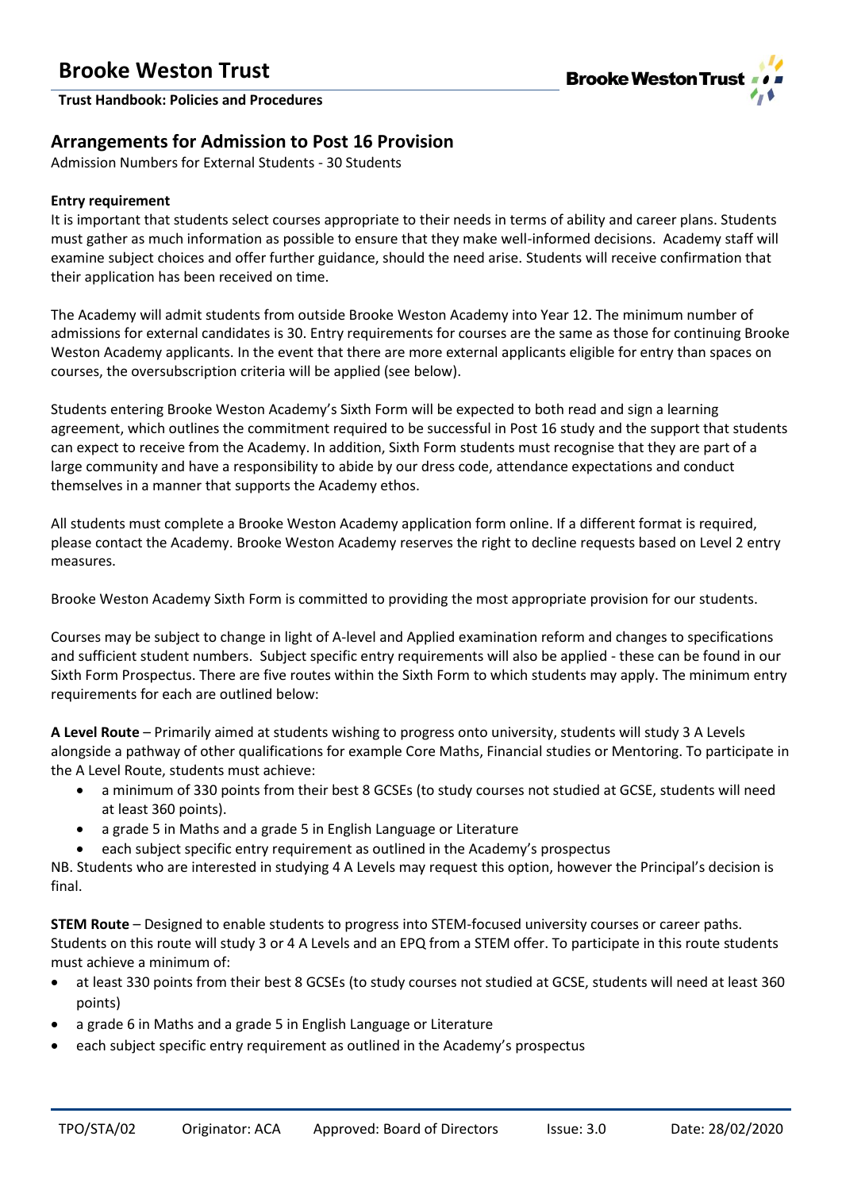## Arrangements for Admission to Post 16 Provision

Admission Numbers for External Students - 30 Students

**Entry requirement**

It is important that students select courses appropriate to their needs in terms of ability and career plans. Students must gather as much information as possible to ensure that they make well-informed decisions. Academy staff will examine subject choices and offer further guidance, should the need arise. Students will receive confirmation that their application has been received on time.

The Academy will admit students from outside Brooke Weston Academy into Year 12. The minimum number of admissions for external candidates is 30. Entry requirements for courses are the same as those for continuing Brooke Weston Academy applicants. In the event that there are more external applicants eligible for entry than spaces on courses, the oversubscription criteria will be applied (see below).

Students entering Brooke Weston Academy's Sixth Form will be expected to both read and sign a learning agreement, which outlines the commitment required to be successful in Post 16 study and the support that students can expect to receive from the Academy. In addition, Sixth Form students must recognise that they are part of a large community and have a responsibility to abide by our dress code, attendance expectations and conduct themselves in a manner that supports the Academy ethos.

All students must complete a Brooke Weston Academy application form online. If a different format is required, please contact the Academy. Brooke Weston Academy reserves the right to decline requests based on Level 2 entry measures.

Brooke Weston Academy Sixth Form is committed to providing the most appropriate provision for our students.

Courses may be subject to change in light of A-level and Applied examination reform and changes to specifications and sufficient student numbers. Subject specific entry requirements will also be applied - these can be found in our Sixth Form Prospectus. There are five routes within the Sixth Form to which students may apply. The minimum entry requirements for each are outlined below:

**A Level Route** – Primarily aimed at students wishing to progress onto university, students will study 3 A Levels alongside a pathway of other qualifications for example Core Maths, Financial studies or Mentoring. To participate in the A Level Route, students must achieve:

- a minimum of 330 points from their best 8 GCSEs (to study courses not studied at GCSE, students will need at least 360 points).
- a grade 5 in Maths and a grade 5 in English Language or Literature
- each subject specific entry requirement as outlined in the Academy's prospectus

NB. Students who are interested in studying 4 A Levels may request this option, however the Principal's decision is final.

**STEM Route** – Designed to enable students to progress into STEM-focused university courses or career paths. Students on this route will study 3 or 4 A Levels and an EPQ from a STEM offer. To participate in this route students must achieve a minimum of:

- at least 330 points from their best 8 GCSEs (to study courses not studied at GCSE, students will need at least 360 points)
- a grade 6 in Maths and a grade 5 in English Language or Literature
- each subject specific entry requirement as outlined in the Academy's prospectus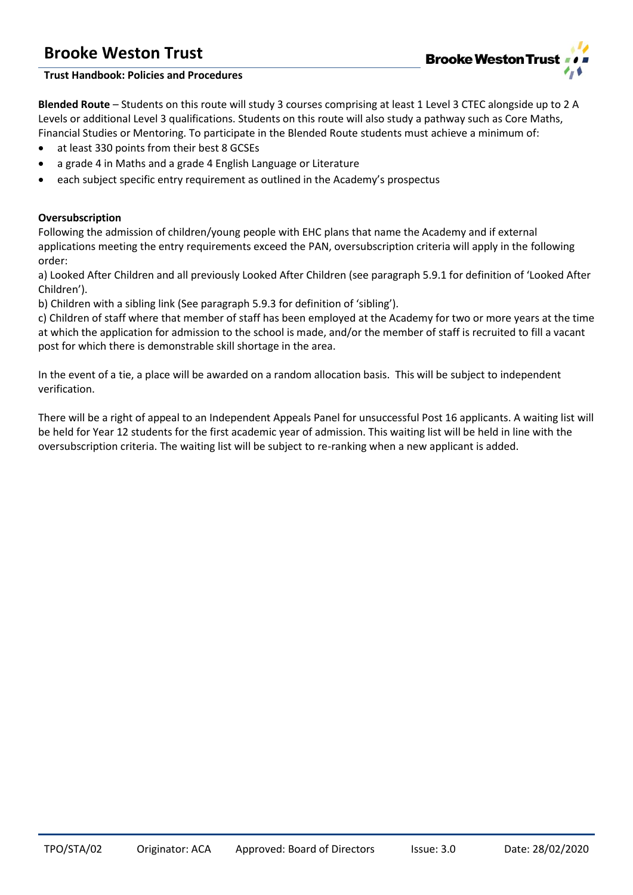**Blended Route** – Students on this route will study 3 courses comprising at least 1 Level 3 CTEC alongside up to 2 A Levels or additional Level 3 qualifications. Students on this route will also study a pathway such as Core Maths, Financial Studies or Mentoring. To participate in the Blended Route students must achieve a minimum of:

- at least 330 points from their best 8 GCSEs
- a grade 4 in Maths and a grade 4 English Language or Literature
- each subject specific entry requirement as outlined in the Academy's prospectus

**Oversubscription**

Following the admission of children/young people with EHC plans that name the Academy and if external applications meeting the entry requirements exceed the PAN, oversubscription criteria will apply in the following order:

a) Looked After Children and all previously Looked After Children (see paragraph 5.9.1 for definition of 'Looked After Children').

b) Children with a sibling link (See paragraph 5.9.3 for definition of 'sibling').

c) Children of staff where that member of staff has been employed at the Academy for two or more years at the time at which the application for admission to the school is made, and/or the member of staff is recruited to fill a vacant post for which there is demonstrable skill shortage in the area.

In the event of a tie, a place will be awarded on a random allocation basis. This will be subject to independent verification.

There will be a right of appeal to an Independent Appeals Panel for unsuccessful Post 16 applicants. A waiting list will be held for Year 12 students for the first academic year of admission. This waiting list will be held in line with the oversubscription criteria. The waiting list will be subject to re-ranking when a new applicant is added.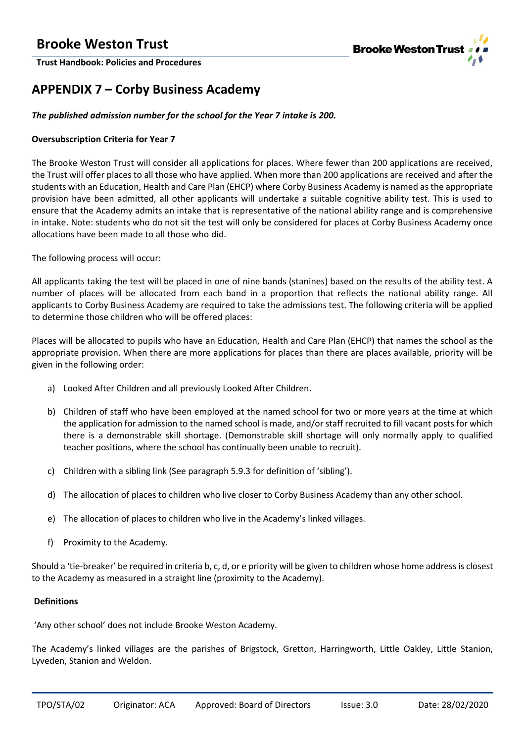# APPENDIX 7 – Corby Business Academy

***The published admission number for the school for the Year 7 intake is 200.***

**Oversubscription Criteria for Year 7**

The Brooke Weston Trust will consider all applications for places. Where fewer than 200 applications are received, the Trust will offer places to all those who have applied. When more than 200 applications are received and after the students with an Education, Health and Care Plan (EHCP) where Corby Business Academy is named as the appropriate provision have been admitted, all other applicants will undertake a suitable cognitive ability test. This is used to ensure that the Academy admits an intake that is representative of the national ability range and is comprehensive in intake. Note: students who do not sit the test will only be considered for places at Corby Business Academy once allocations have been made to all those who did.

The following process will occur:

All applicants taking the test will be placed in one of nine bands (stanines) based on the results of the ability test. A number of places will be allocated from each band in a proportion that reflects the national ability range. All applicants to Corby Business Academy are required to take the admissions test. The following criteria will be applied to determine those children who will be offered places:

Places will be allocated to pupils who have an Education, Health and Care Plan (EHCP) that names the school as the appropriate provision. When there are more applications for places than there are places available, priority will be given in the following order:

a) Looked After Children and all previously Looked After Children.

b) Children of staff who have been employed at the named school for two or more years at the time at which the application for admission to the named school is made, and/or staff recruited to fill vacant posts for which there is a demonstrable skill shortage. (Demonstrable skill shortage will only normally apply to qualified teacher positions, where the school has continually been unable to recruit).

c) Children with a sibling link (See paragraph 5.9.3 for definition of 'sibling').

d) The allocation of places to children who live closer to Corby Business Academy than any other school.

e) The allocation of places to children who live in the Academy's linked villages.

f) Proximity to the Academy.

Should a 'tie-breaker' be required in criteria b, c, d, or e priority will be given to children whose home address is closest to the Academy as measured in a straight line (proximity to the Academy).

**Definitions**

'Any other school' does not include Brooke Weston Academy.

The Academy's linked villages are the parishes of Brigstock, Gretton, Harringworth, Little Oakley, Little Stanion, Lyveden, Stanion and Weldon.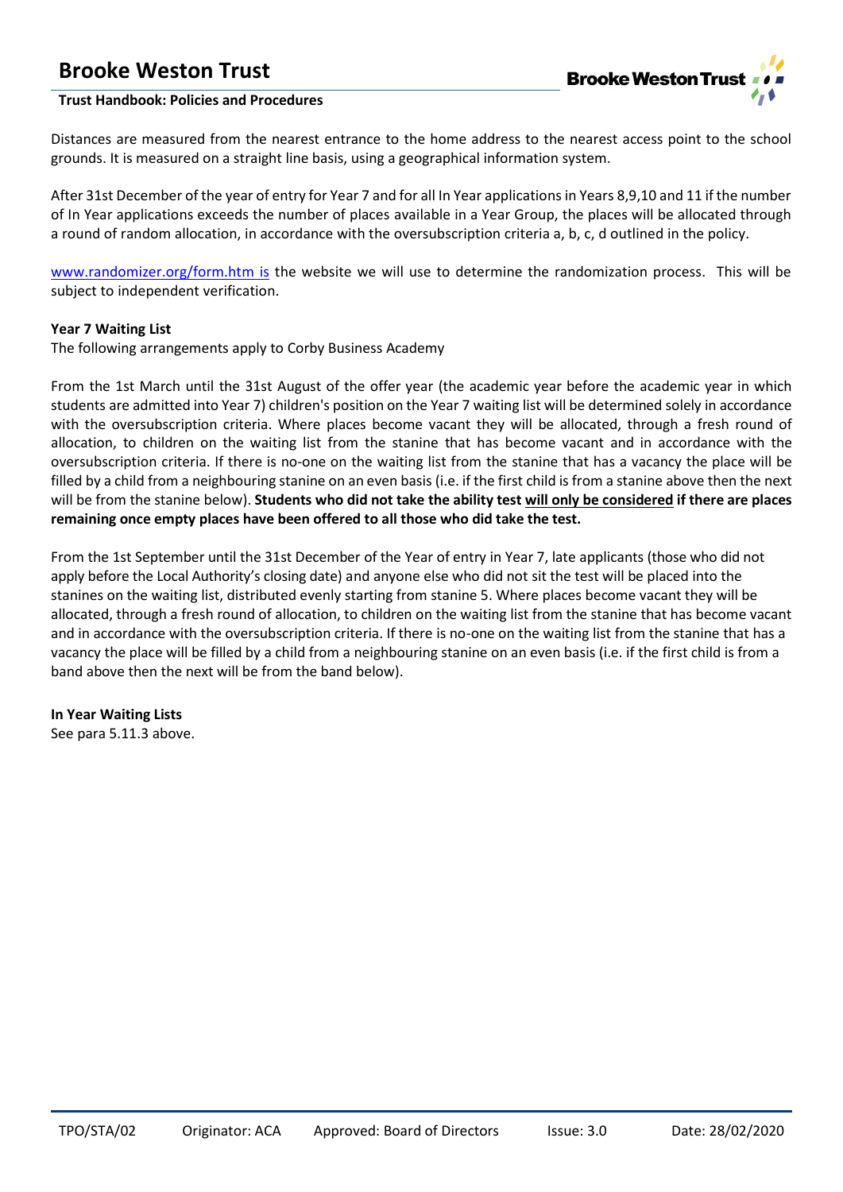Distances are measured from the nearest entrance to the home address to the nearest access point to the school grounds. It is measured on a straight line basis, using a geographical information system.

After 31st December of the year of entry for Year 7 and for all In Year applications in Years 8,9,10 and 11 if the number of In Year applications exceeds the number of places available in a Year Group, the places will be allocated through a round of random allocation, in accordance with the oversubscription criteria a, b, c, d outlined in the policy.

www.randomizer.org/form.htm is the website we will use to determine the randomization process. This will be subject to independent verification.

**Year 7 Waiting List**

The following arrangements apply to Corby Business Academy

From the 1st March until the 31st August of the offer year (the academic year before the academic year in which students are admitted into Year 7) children's position on the Year 7 waiting list will be determined solely in accordance with the oversubscription criteria. Where places become vacant they will be allocated, through a fresh round of allocation, to children on the waiting list from the stanine that has become vacant and in accordance with the oversubscription criteria. If there is no-one on the waiting list from the stanine that has a vacancy the place will be filled by a child from a neighbouring stanine on an even basis (i.e. if the first child is from a stanine above then the next will be from the stanine below). **Students who did not take the ability test will only be considered if there are places remaining once empty places have been offered to all those who did take the test.**

From the 1st September until the 31st December of the Year of entry in Year 7, late applicants (those who did not apply before the Local Authority's closing date) and anyone else who did not sit the test will be placed into the stanines on the waiting list, distributed evenly starting from stanine 5. Where places become vacant they will be allocated, through a fresh round of allocation, to children on the waiting list from the stanine that has become vacant and in accordance with the oversubscription criteria. If there is no-one on the waiting list from the stanine that has a vacancy the place will be filled by a child from a neighbouring stanine on an even basis (i.e. if the first child is from a band above then the next will be from the band below).

**In Year Waiting Lists**

See para 5.11.3 above.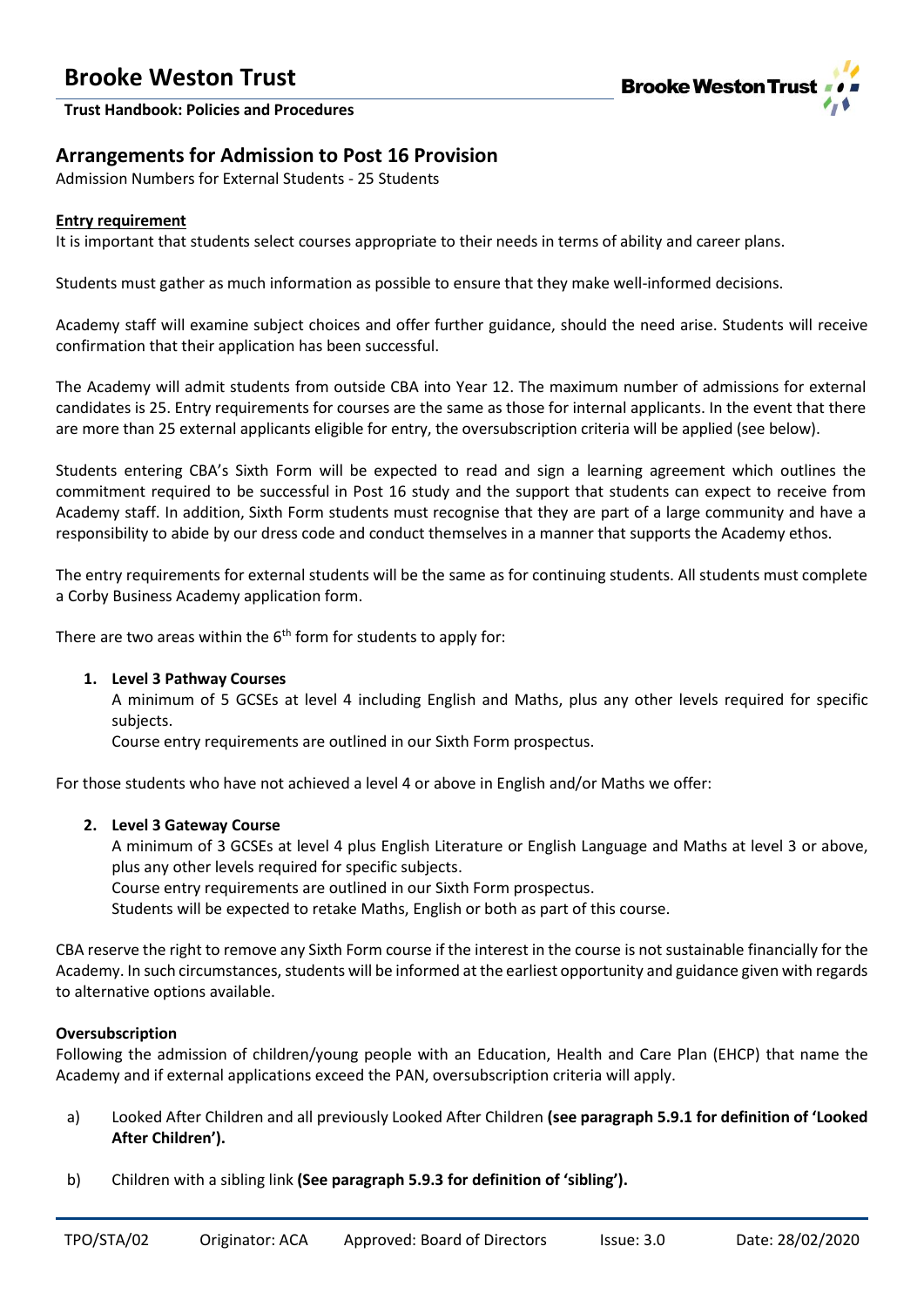## Arrangements for Admission to Post 16 Provision

Admission Numbers for External Students - 25 Students

**Entry requirement**

It is important that students select courses appropriate to their needs in terms of ability and career plans.

Students must gather as much information as possible to ensure that they make well-informed decisions.

Academy staff will examine subject choices and offer further guidance, should the need arise. Students will receive confirmation that their application has been successful.

The Academy will admit students from outside CBA into Year 12. The maximum number of admissions for external candidates is 25. Entry requirements for courses are the same as those for internal applicants. In the event that there are more than 25 external applicants eligible for entry, the oversubscription criteria will be applied (see below).

Students entering CBA's Sixth Form will be expected to read and sign a learning agreement which outlines the commitment required to be successful in Post 16 study and the support that students can expect to receive from Academy staff. In addition, Sixth Form students must recognise that they are part of a large community and have a responsibility to abide by our dress code and conduct themselves in a manner that supports the Academy ethos.

The entry requirements for external students will be the same as for continuing students. All students must complete a Corby Business Academy application form.

There are two areas within the 6th form for students to apply for:

1. **Level 3 Pathway Courses**
   A minimum of 5 GCSEs at level 4 including English and Maths, plus any other levels required for specific subjects.
   Course entry requirements are outlined in our Sixth Form prospectus.

For those students who have not achieved a level 4 or above in English and/or Maths we offer:

2. **Level 3 Gateway Course**
   A minimum of 3 GCSEs at level 4 plus English Literature or English Language and Maths at level 3 or above, plus any other levels required for specific subjects.
   Course entry requirements are outlined in our Sixth Form prospectus.
   Students will be expected to retake Maths, English or both as part of this course.

CBA reserve the right to remove any Sixth Form course if the interest in the course is not sustainable financially for the Academy. In such circumstances, students will be informed at the earliest opportunity and guidance given with regards to alternative options available.

**Oversubscription**

Following the admission of children/young people with an Education, Health and Care Plan (EHCP) that name the Academy and if external applications exceed the PAN, oversubscription criteria will apply.

a) Looked After Children and all previously Looked After Children **(see paragraph 5.9.1 for definition of 'Looked After Children').**

b) Children with a sibling link **(See paragraph 5.9.3 for definition of 'sibling').**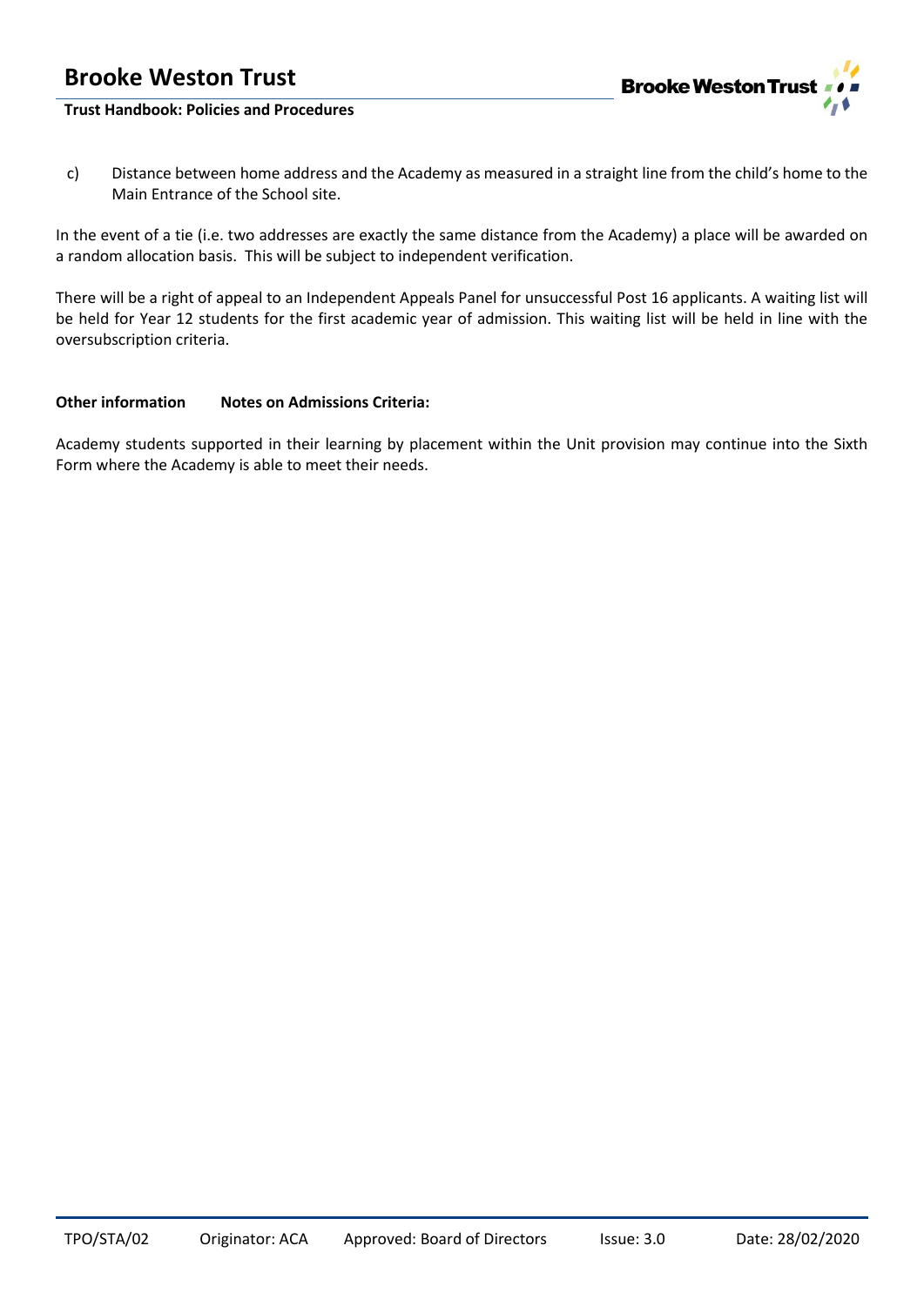c) Distance between home address and the Academy as measured in a straight line from the child's home to the Main Entrance of the School site.

In the event of a tie (i.e. two addresses are exactly the same distance from the Academy) a place will be awarded on a random allocation basis. This will be subject to independent verification.

There will be a right of appeal to an Independent Appeals Panel for unsuccessful Post 16 applicants. A waiting list will be held for Year 12 students for the first academic year of admission. This waiting list will be held in line with the oversubscription criteria.

**Other information** **Notes on Admissions Criteria:**

Academy students supported in their learning by placement within the Unit provision may continue into the Sixth Form where the Academy is able to meet their needs.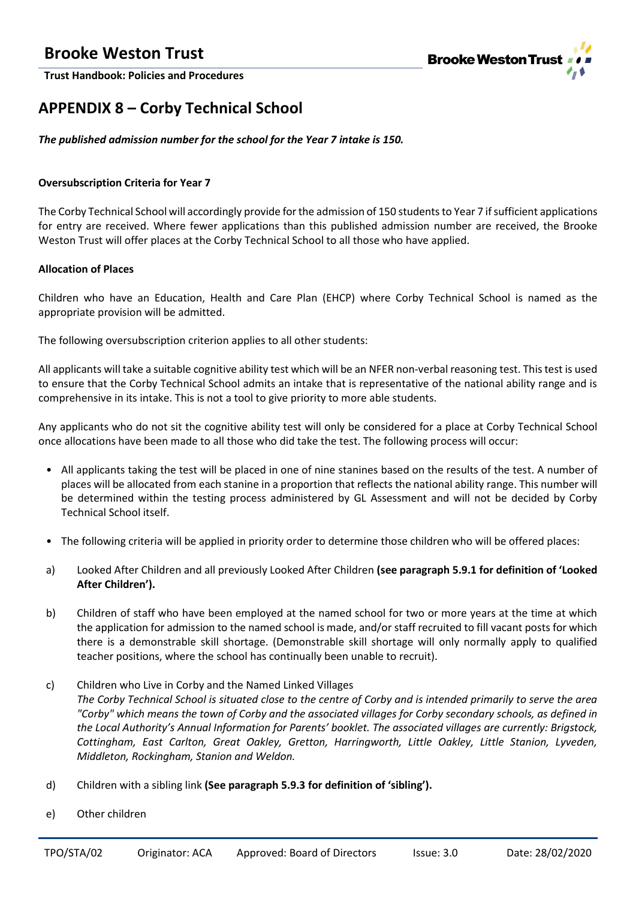## APPENDIX 8 – Corby Technical School

***The published admission number for the school for the Year 7 intake is 150.***

**Oversubscription Criteria for Year 7**

The Corby Technical School will accordingly provide for the admission of 150 students to Year 7 if sufficient applications for entry are received. Where fewer applications than this published admission number are received, the Brooke Weston Trust will offer places at the Corby Technical School to all those who have applied.

**Allocation of Places**

Children who have an Education, Health and Care Plan (EHCP) where Corby Technical School is named as the appropriate provision will be admitted.

The following oversubscription criterion applies to all other students:

All applicants will take a suitable cognitive ability test which will be an NFER non-verbal reasoning test. This test is used to ensure that the Corby Technical School admits an intake that is representative of the national ability range and is comprehensive in its intake. This is not a tool to give priority to more able students.

Any applicants who do not sit the cognitive ability test will only be considered for a place at Corby Technical School once allocations have been made to all those who did take the test. The following process will occur:

- All applicants taking the test will be placed in one of nine stanines based on the results of the test. A number of places will be allocated from each stanine in a proportion that reflects the national ability range. This number will be determined within the testing process administered by GL Assessment and will not be decided by Corby School Technical School itself.

- The following criteria will be applied in priority order to determine those children who will be offered places:

a) Looked After Children and all previously Looked After Children **(see paragraph 5.9.1 for definition of 'Looked After Children').**

b) Children of staff who have been employed at the named school for two or more years at the time at which the application for admission to the named school is made, and/or staff recruited to fill vacant posts for which there is a demonstrable skill shortage. (Demonstrable skill shortage will only normally apply to qualified teacher positions, where the school has continually been unable to recruit).

c) Children who Live in Corby and the Named Linked Villages
*The Corby Technical School is situated close to the centre of Corby and is intended primarily to serve the area "Corby" which means the town of Corby and the associated villages for Corby secondary schools, as defined in the Local Authority's Annual Information for Parents' booklet. The associated villages are currently: Brigstock, Cottingham, East Carlton, Great Oakley, Gretton, Harringworth, Little Oakley, Little Stanion, Lyveden, Middleton, Rockingham, Stanion and Weldon.*

d) Children with a sibling link **(See paragraph 5.9.3 for definition of 'sibling').**

e) Other children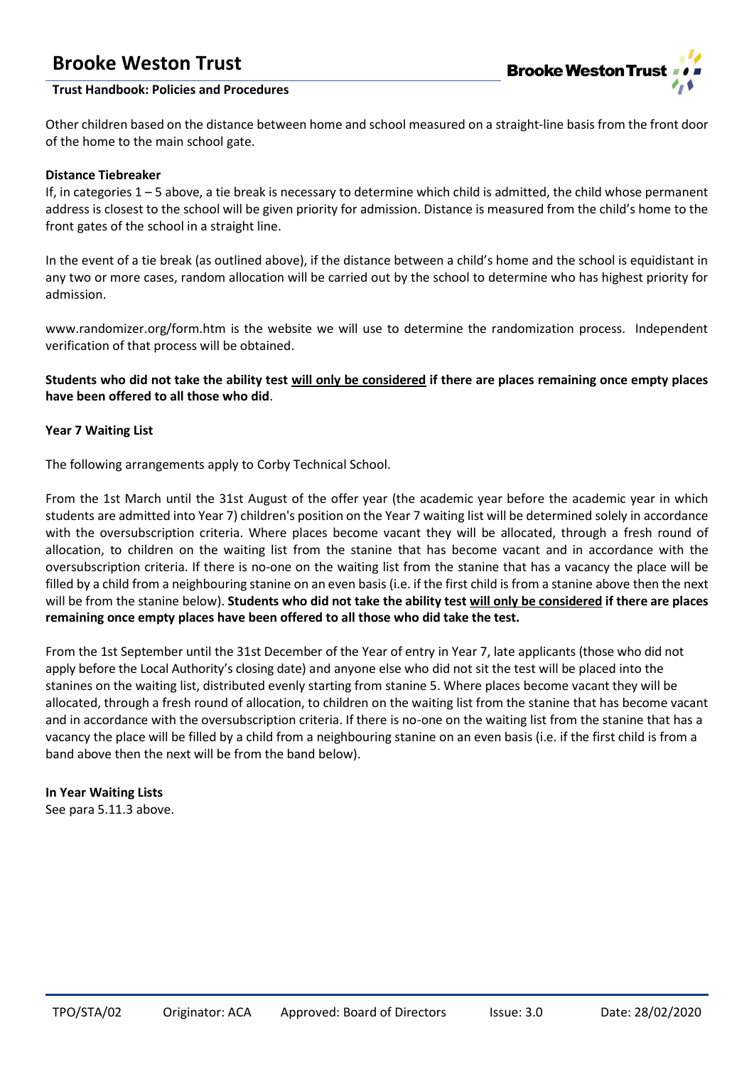Other children based on the distance between home and school measured on a straight-line basis from the front door of the home to the main school gate.

**Distance Tiebreaker**

If, in categories 1 – 5 above, a tie break is necessary to determine which child is admitted, the child whose permanent address is closest to the school will be given priority for admission. Distance is measured from the child's home to the front gates of the school in a straight line.

In the event of a tie break (as outlined above), if the distance between a child's home and the school is equidistant in any two or more cases, random allocation will be carried out by the school to determine who has highest priority for admission.

www.randomizer.org/form.htm is the website we will use to determine the randomization process. Independent verification of that process will be obtained.

**Students who did not take the ability test <u>will only be considered</u> if there are places remaining once empty places have been offered to all those who did**.

**Year 7 Waiting List**

The following arrangements apply to Corby Technical School.

From the 1st March until the 31st August of the offer year (the academic year before the academic year in which students are admitted into Year 7) children's position on the Year 7 waiting list will be determined solely in accordance with the oversubscription criteria. Where places become vacant they will be allocated, through a fresh round of allocation, to children on the waiting list from the stanine that has become vacant and in accordance with the oversubscription criteria. If there is no-one on the waiting list from the stanine that has a vacancy the place will be filled by a child from a neighbouring stanine on an even basis (i.e. if the first child is from a stanine above then the next will be from the stanine below). **Students who did not take the ability test <u>will only be considered</u> if there are places remaining once empty places have been offered to all those who did take the test.**

From the 1st September until the 31st December of the Year of entry in Year 7, late applicants (those who did not apply before the Local Authority's closing date) and anyone else who did not sit the test will be placed into the stanines on the waiting list, distributed evenly starting from stanine 5. Where places become vacant they will be allocated, through a fresh round of allocation, to children on the waiting list from the stanine that has become vacant and in accordance with the oversubscription criteria. If there is no-one on the waiting list from the stanine that has a vacancy the place will be filled by a child from a neighbouring stanine on an even basis (i.e. if the first child is from a band above then the next will be from the band below).

**In Year Waiting Lists**

See para 5.11.3 above.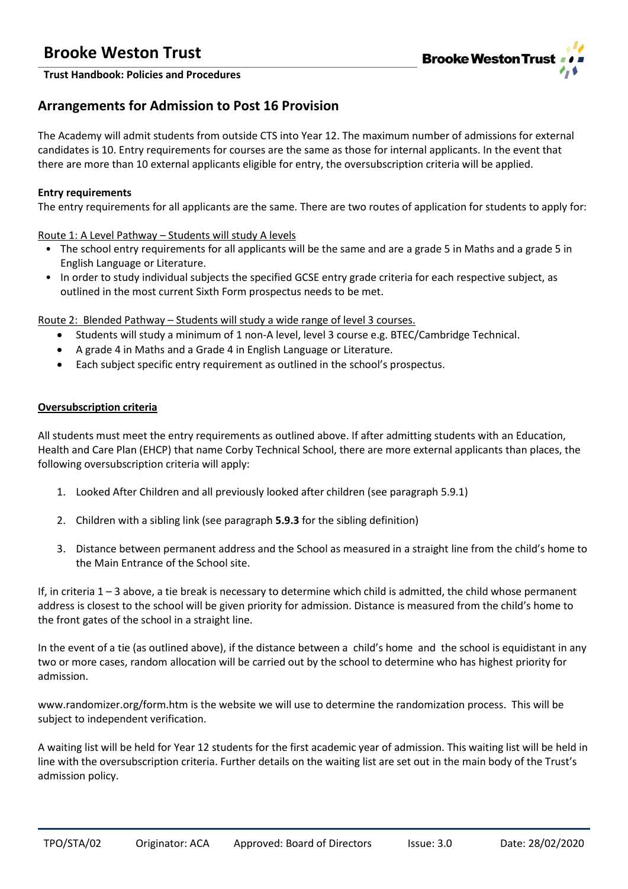## Arrangements for Admission to Post 16 Provision

The Academy will admit students from outside CTS into Year 12. The maximum number of admissions for external candidates is 10. Entry requirements for courses are the same as those for internal applicants. In the event that there are more than 10 external applicants eligible for entry, the oversubscription criteria will be applied.

**Entry requirements**

The entry requirements for all applicants are the same. There are two routes of application for students to apply for:

Route 1: A Level Pathway – Students will study A levels

- The school entry requirements for all applicants will be the same and are a grade 5 in Maths and a grade 5 in English Language or Literature.
- In order to study individual subjects the specified GCSE entry grade criteria for each respective subject, as outlined in the most current Sixth Form prospectus needs to be met.

Route 2: Blended Pathway – Students will study a wide range of level 3 courses.

- Students will study a minimum of 1 non-A level, level 3 course e.g. BTEC/Cambridge Technical.
- A grade 4 in Maths and a Grade 4 in English Language or Literature.
- Each subject specific entry requirement as outlined in the school's prospectus.

**Oversubscription criteria**

All students must meet the entry requirements as outlined above. If after admitting students with an Education, Health and Care Plan (EHCP) that name Corby Technical School, there are more external applicants than places, the following oversubscription criteria will apply:

1. Looked After Children and all previously looked after children (see paragraph 5.9.1)
2. Children with a sibling link (see paragraph **5.9.3** for the sibling definition)
3. Distance between permanent address and the School as measured in a straight line from the child's home to the Main Entrance of the School site.

If, in criteria 1 – 3 above, a tie break is necessary to determine which child is admitted, the child whose permanent address is closest to the school will be given priority for admission. Distance is measured from the child's home to the front gates of the school in a straight line.

In the event of a tie (as outlined above), if the distance between a child's home and the school is equidistant in any two or more cases, random allocation will be carried out by the school to determine who has highest priority for admission.

www.randomizer.org/form.htm is the website we will use to determine the randomization process. This will be subject to independent verification.

A waiting list will be held for Year 12 students for the first academic year of admission. This waiting list will be held in line with the oversubscription criteria. Further details on the waiting list are set out in the main body of the Trust's admission policy.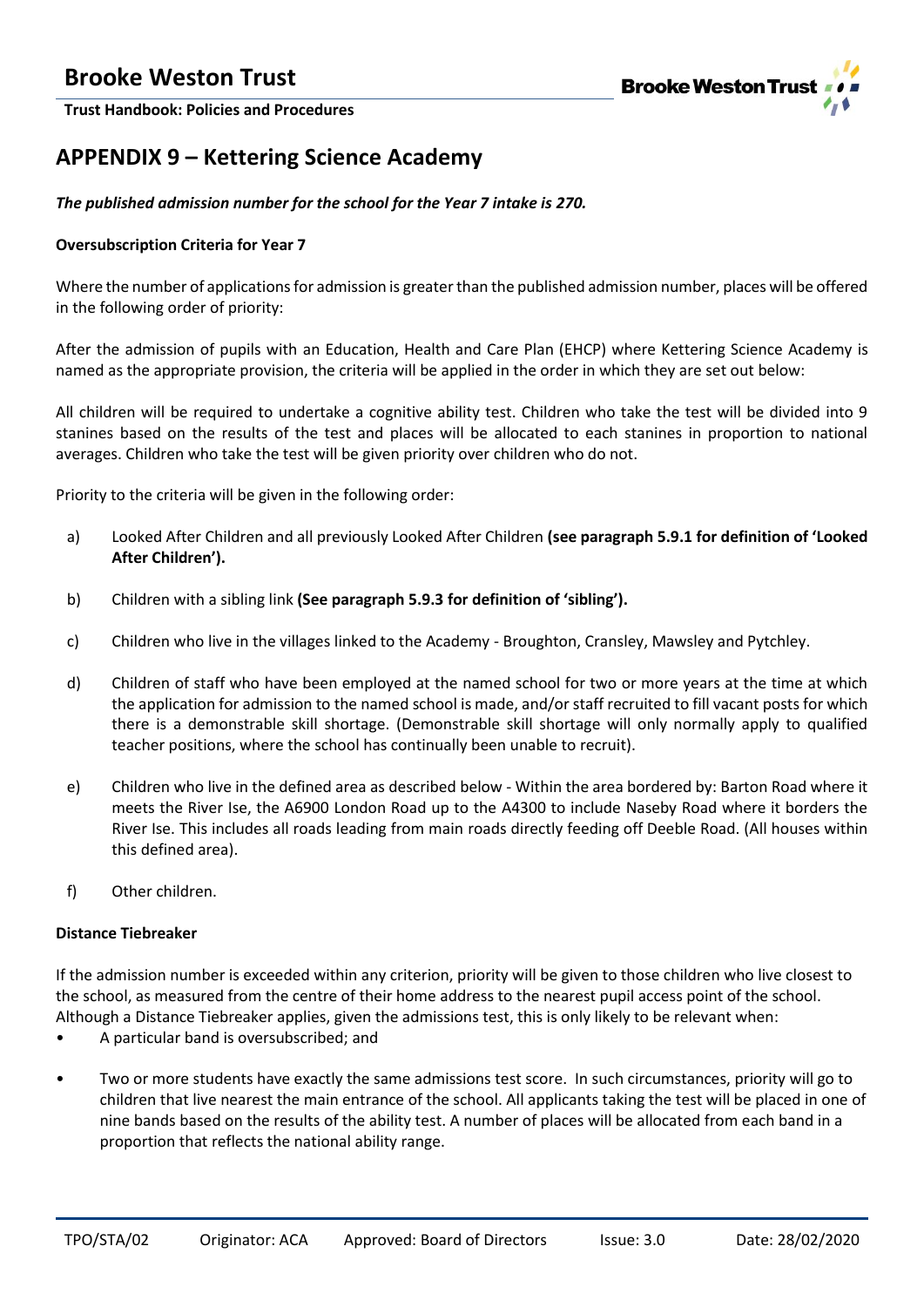## APPENDIX 9 – Kettering Science Academy

***The published admission number for the school for the Year 7 intake is 270.***

**Oversubscription Criteria for Year 7**

Where the number of applications for admission is greater than the published admission number, places will be offered in the following order of priority:

After the admission of pupils with an Education, Health and Care Plan (EHCP) where Kettering Science Academy is named as the appropriate provision, the criteria will be applied in the order in which they are set out below:

All children will be required to undertake a cognitive ability test. Children who take the test will be divided into 9 stanines based on the results of the test and places will be allocated to each stanines in proportion to national averages. Children who take the test will be given priority over children who do not.

Priority to the criteria will be given in the following order:

a) Looked After Children and all previously Looked After Children **(see paragraph 5.9.1 for definition of 'Looked After Children').**

b) Children with a sibling link **(See paragraph 5.9.3 for definition of 'sibling').**

c) Children who live in the villages linked to the Academy - Broughton, Cransley, Mawsley and Pytchley.

d) Children of staff who have been employed at the named school for two or more years at the time at which the application for admission to the named school is made, and/or staff recruited to fill vacant posts for which there is a demonstrable skill shortage. (Demonstrable skill shortage will only normally apply to qualified teacher positions, where the school has continually been unable to recruit).

e) Children who live in the defined area as described below - Within the area bordered by: Barton Road where it meets the River Ise, the A6900 London Road up to the A4300 to include Naseby Road where it borders the River Ise. This includes all roads leading from main roads directly feeding off Deeble Road. (All houses within this defined area).

f) Other children.

**Distance Tiebreaker**

If the admission number is exceeded within any criterion, priority will be given to those children who live closest to the school, as measured from the centre of their home address to the nearest pupil access point of the school. Although a Distance Tiebreaker applies, given the admissions test, this is only likely to be relevant when:

- A particular band is oversubscribed; and
- Two or more students have exactly the same admissions test score. In such circumstances, priority will go to children that live nearest the main entrance of the school. All applicants taking the test will be placed in one of nine bands based on the results of the ability test. A number of places will be allocated from each band in a proportion that reflects the national ability range.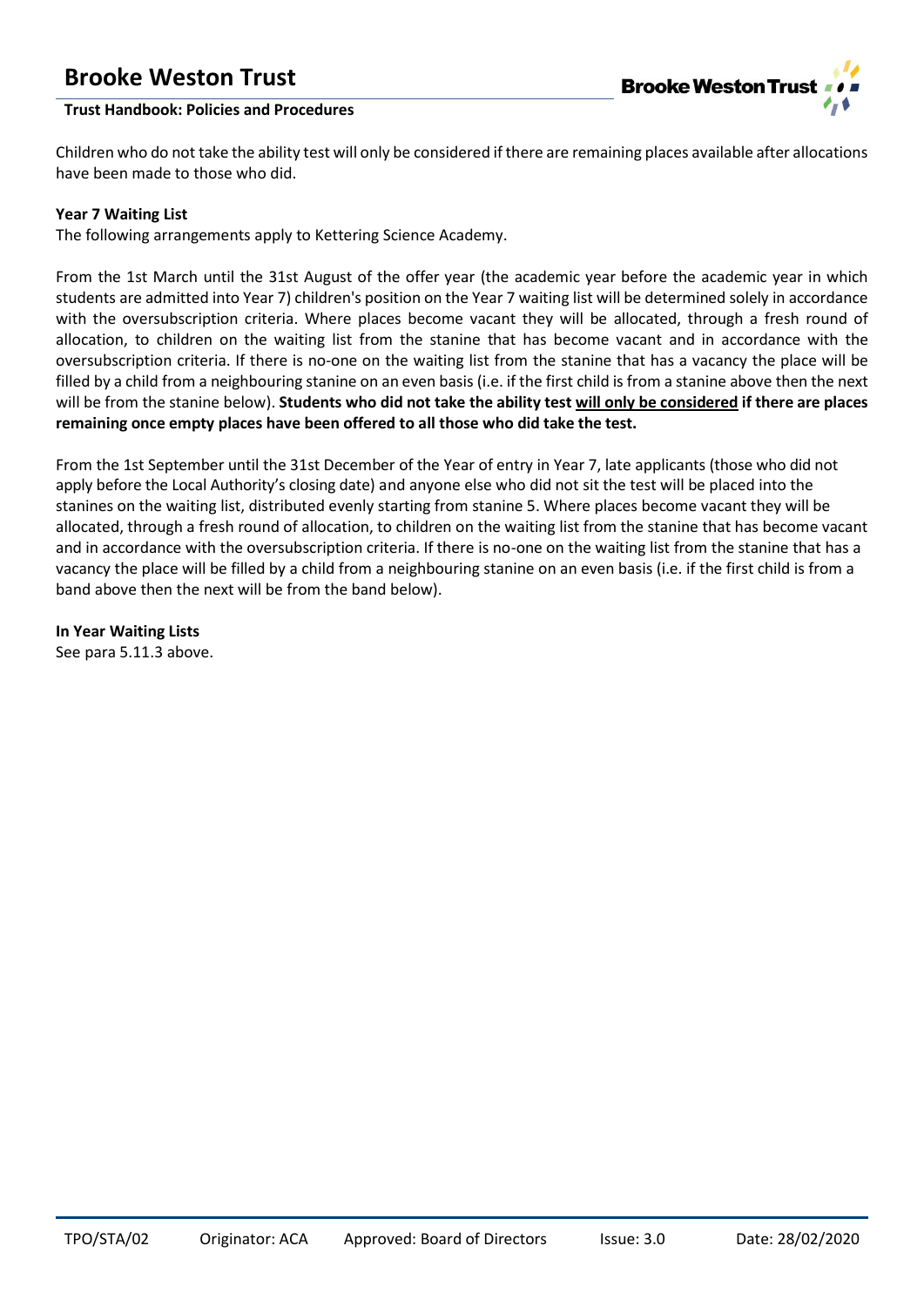Children who do not take the ability test will only be considered if there are remaining places available after allocations have been made to those who did.

**Year 7 Waiting List**

The following arrangements apply to Kettering Science Academy.

From the 1st March until the 31st August of the offer year (the academic year before the academic year in which students are admitted into Year 7) children's position on the Year 7 waiting list will be determined solely in accordance with the oversubscription criteria. Where places become vacant they will be allocated, through a fresh round of allocation, to children on the waiting list from the stanine that has become vacant and in accordance with the oversubscription criteria. If there is no-one on the waiting list from the stanine that has a vacancy the place will be filled by a child from a neighbouring stanine on an even basis (i.e. if the first child is from a stanine above then the next will be from the stanine below). **Students who did not take the ability test <u>will only be considered</u> if there are places remaining once empty places have been offered to all those who did take the test.**

From the 1st September until the 31st December of the Year of entry in Year 7, late applicants (those who did not apply before the Local Authority's closing date) and anyone else who did not sit the test will be placed into the stanines on the waiting list, distributed evenly starting from stanine 5. Where places become vacant they will be allocated, through a fresh round of allocation, to children on the waiting list from the stanine that has become vacant and in accordance with the oversubscription criteria. If there is no-one on the waiting list from the stanine that has a vacancy the place will be filled by a child from a neighbouring stanine on an even basis (i.e. if the first child is from a band above then the next will be from the band below).

**In Year Waiting Lists**

See para 5.11.3 above.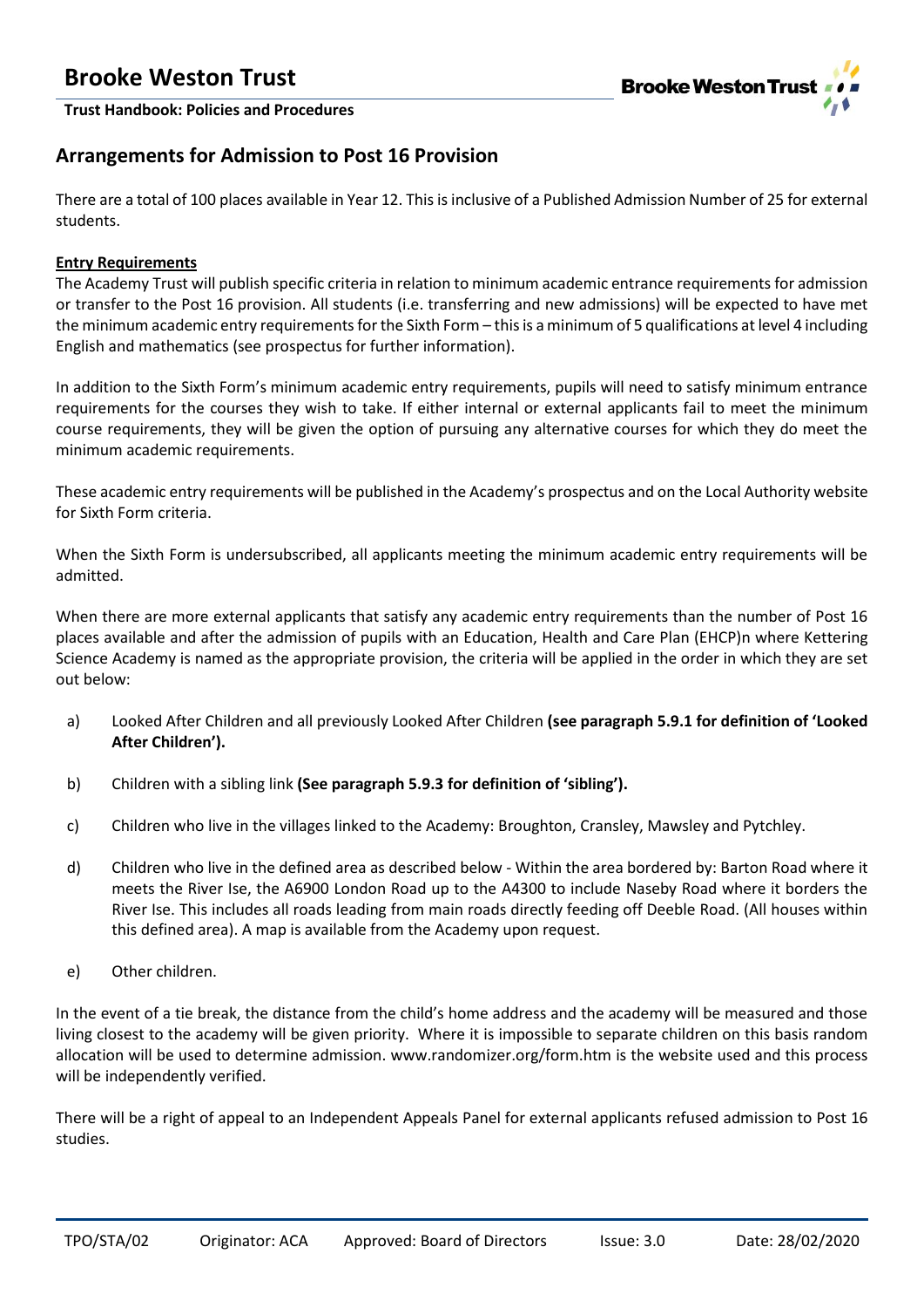## Arrangements for Admission to Post 16 Provision

There are a total of 100 places available in Year 12. This is inclusive of a Published Admission Number of 25 for external students.

**Entry Requirements**

The Academy Trust will publish specific criteria in relation to minimum academic entrance requirements for admission or transfer to the Post 16 provision. All students (i.e. transferring and new admissions) will be expected to have met the minimum academic entry requirements for the Sixth Form – this is a minimum of 5 qualifications at level 4 including English and mathematics (see prospectus for further information).

In addition to the Sixth Form's minimum academic entry requirements, pupils will need to satisfy minimum entrance requirements for the courses they wish to take. If either internal or external applicants fail to meet the minimum course requirements, they will be given the option of pursuing any alternative courses for which they do meet the minimum academic requirements.

These academic entry requirements will be published in the Academy's prospectus and on the Local Authority website for Sixth Form criteria.

When the Sixth Form is undersubscribed, all applicants meeting the minimum academic entry requirements will be admitted.

When there are more external applicants that satisfy any academic entry requirements than the number of Post 16 places available and after the admission of pupils with an Education, Health and Care Plan (EHCP)n where Kettering Science Academy is named as the appropriate provision, the criteria will be applied in the order in which they are set out below:

a) Looked After Children and all previously Looked After Children **(see paragraph 5.9.1 for definition of 'Looked After Children').**

b) Children with a sibling link **(See paragraph 5.9.3 for definition of 'sibling').**

c) Children who live in the villages linked to the Academy: Broughton, Cransley, Mawsley and Pytchley.

d) Children who live in the defined area as described below - Within the area bordered by: Barton Road where it meets the River Ise, the A6900 London Road up to the A4300 to include Naseby Road where it borders the River Ise. This includes all roads leading from main roads directly feeding off Deeble Road. (All houses within this defined area). A map is available from the Academy upon request.

e) Other children.

In the event of a tie break, the distance from the child's home address and the academy will be measured and those living closest to the academy will be given priority. Where it is impossible to separate children on this basis random allocation will be used to determine admission. www.randomizer.org/form.htm is the website used and this process will be independently verified.

There will be a right of appeal to an Independent Appeals Panel for external applicants refused admission to Post 16 studies.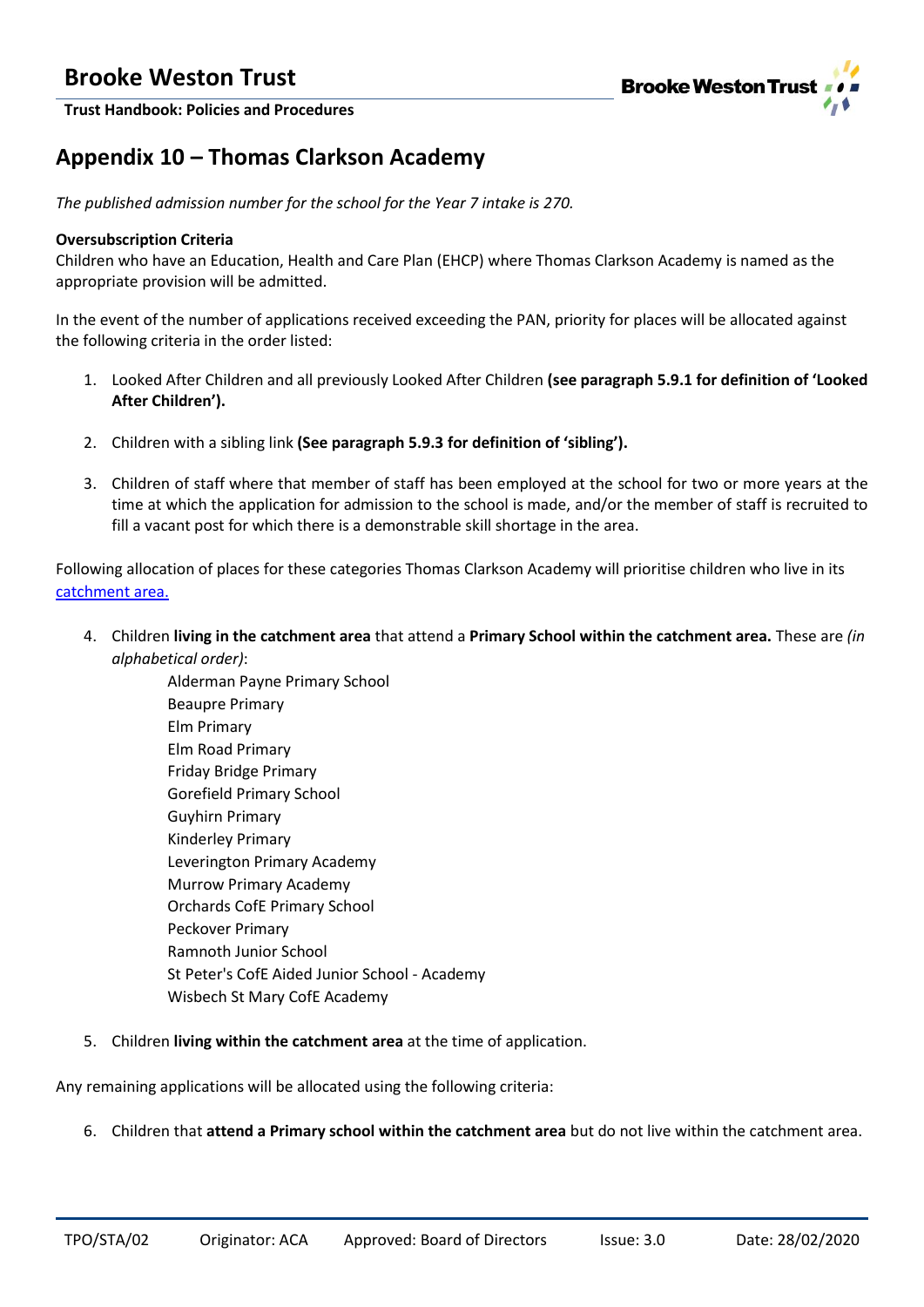# Appendix 10 – Thomas Clarkson Academy

*The published admission number for the school for the Year 7 intake is 270.*

**Oversubscription Criteria**

Children who have an Education, Health and Care Plan (EHCP) where Thomas Clarkson Academy is named as the appropriate provision will be admitted.

In the event of the number of applications received exceeding the PAN, priority for places will be allocated against the following criteria in the order listed:

1. Looked After Children and all previously Looked After Children **(see paragraph 5.9.1 for definition of 'Looked After Children').**

2. Children with a sibling link **(See paragraph 5.9.3 for definition of 'sibling').**

3. Children of staff where that member of staff has been employed at the school for two or more years at the time at which the application for admission to the school is made, and/or the member of staff is recruited to fill a vacant post for which there is a demonstrable skill shortage in the area.

Following allocation of places for these categories Thomas Clarkson Academy will prioritise children who live in its catchment area.

4. Children **living in the catchment area** that attend a **Primary School within the catchment area.** These are *(in alphabetical order)*:
   - Alderman Payne Primary School
   - Beaupre Primary
   - Elm Primary
   - Elm Road Primary
   - Friday Bridge Primary
   - Gorefield Primary School
   - Guyhirn Primary
   - Kinderley Primary
   - Leverington Primary Academy
   - Murrow Primary Academy
   - Orchards CofE Primary School
   - Peckover Primary
   - Ramnoth Junior School
   - St Peter's CofE Aided Junior School - Academy
   - Wisbech St Mary CofE Academy

5. Children **living within the catchment area** at the time of application.

Any remaining applications will be allocated using the following criteria:

6. Children that **attend a Primary school within the catchment area** but do not live within the catchment area.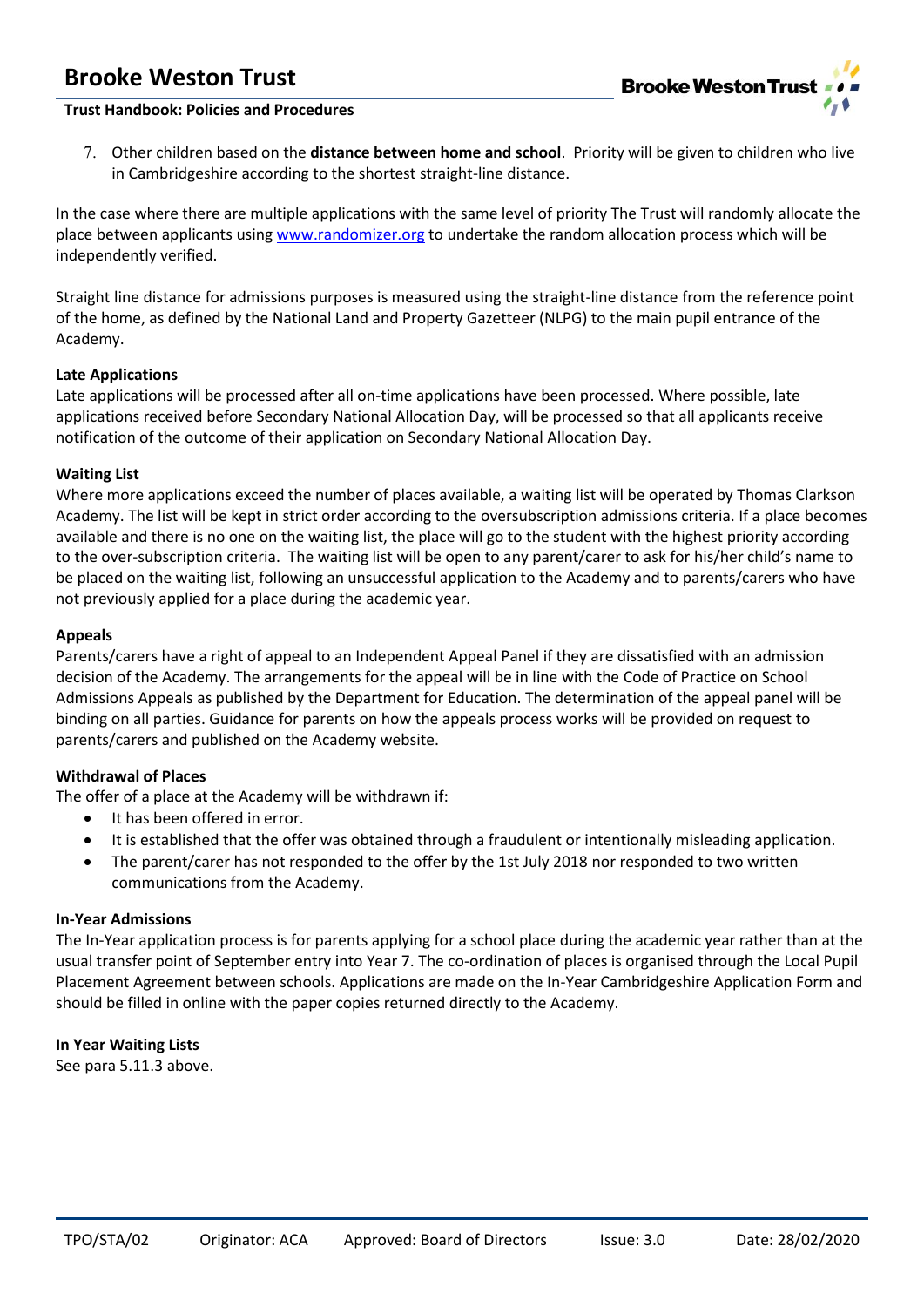7. Other children based on the **distance between home and school**. Priority will be given to children who live in Cambridgeshire according to the shortest straight-line distance.

In the case where there are multiple applications with the same level of priority The Trust will randomly allocate the place between applicants using [www.randomizer.org](http://www.randomizer.org) to undertake the random allocation process which will be independently verified.

Straight line distance for admissions purposes is measured using the straight-line distance from the reference point of the home, as defined by the National Land and Property Gazetteer (NLPG) to the main pupil entrance of the Academy.

**Late Applications**

Late applications will be processed after all on-time applications have been processed. Where possible, late applications received before Secondary National Allocation Day, will be processed so that all applicants receive notification of the outcome of their application on Secondary National Allocation Day.

**Waiting List**

Where more applications exceed the number of places available, a waiting list will be operated by Thomas Clarkson Academy. The list will be kept in strict order according to the oversubscription admissions criteria. If a place becomes available and there is no one on the waiting list, the place will go to the student with the highest priority according to the over-subscription criteria. The waiting list will be open to any parent/carer to ask for his/her child's name to be placed on the waiting list, following an unsuccessful application to the Academy and to parents/carers who have not previously applied for a place during the academic year.

**Appeals**

Parents/carers have a right of appeal to an Independent Appeal Panel if they are dissatisfied with an admission decision of the Academy. The arrangements for the appeal will be in line with the Code of Practice on School Admissions Appeals as published by the Department for Education. The determination of the appeal panel will be binding on all parties. Guidance for parents on how the appeals process works will be provided on request to parents/carers and published on the Academy website.

**Withdrawal of Places**

The offer of a place at the Academy will be withdrawn if:

- It has been offered in error.
- It is established that the offer was obtained through a fraudulent or intentionally misleading application.
- The parent/carer has not responded to the offer by the 1st July 2018 nor responded to two written communications from the Academy.

**In-Year Admissions**

The In-Year application process is for parents applying for a school place during the academic year rather than at the usual transfer point of September entry into Year 7. The co-ordination of places is organised through the Local Pupil Placement Agreement between schools. Applications are made on the In-Year Cambridgeshire Application Form and should be filled in online with the paper copies returned directly to the Academy.

**In Year Waiting Lists**

See para 5.11.3 above.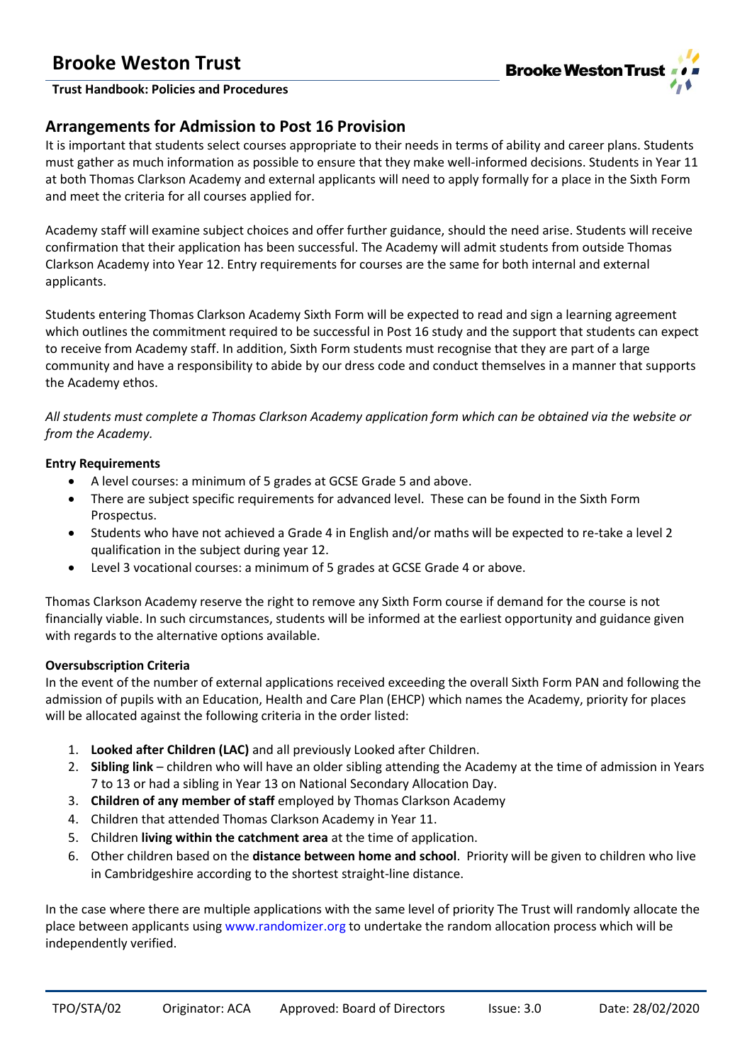## Arrangements for Admission to Post 16 Provision

It is important that students select courses appropriate to their needs in terms of ability and career plans. Students must gather as much information as possible to ensure that they make well-informed decisions. Students in Year 11 at both Thomas Clarkson Academy and external applicants will need to apply formally for a place in the Sixth Form and meet the criteria for all courses applied for.

Academy staff will examine subject choices and offer further guidance, should the need arise. Students will receive confirmation that their application has been successful. The Academy will admit students from outside Thomas Clarkson Academy into Year 12. Entry requirements for courses are the same for both internal and external applicants.

Students entering Thomas Clarkson Academy Sixth Form will be expected to read and sign a learning agreement which outlines the commitment required to be successful in Post 16 study and the support that students can expect to receive from Academy staff. In addition, Sixth Form students must recognise that they are part of a large community and have a responsibility to abide by our dress code and conduct themselves in a manner that supports the Academy ethos.

*All students must complete a Thomas Clarkson Academy application form which can be obtained via the website or from the Academy.*

**Entry Requirements**

- A level courses: a minimum of 5 grades at GCSE Grade 5 and above.
- There are subject specific requirements for advanced level. These can be found in the Sixth Form Prospectus.
- Students who have not achieved a Grade 4 in English and/or maths will be expected to re-take a level 2 qualification in the subject during year 12.
- Level 3 vocational courses: a minimum of 5 grades at GCSE Grade 4 or above.

Thomas Clarkson Academy reserve the right to remove any Sixth Form course if demand for the course is not financially viable. In such circumstances, students will be informed at the earliest opportunity and guidance given with regards to the alternative options available.

**Oversubscription Criteria**

In the event of the number of external applications received exceeding the overall Sixth Form PAN and following the admission of pupils with an Education, Health and Care Plan (EHCP) which names the Academy, priority for places will be allocated against the following criteria in the order listed:

1. **Looked after Children (LAC)** and all previously Looked after Children.
2. **Sibling link** – children who will have an older sibling attending the Academy at the time of admission in Years 7 to 13 or had a sibling in Year 13 on National Secondary Allocation Day.
3. **Children of any member of staff** employed by Thomas Clarkson Academy
4. Children that attended Thomas Clarkson Academy in Year 11.
5. Children **living within the catchment area** at the time of application.
6. Other children based on the **distance between home and school**. Priority will be given to children who live in Cambridgeshire according to the shortest straight-line distance.

In the case where there are multiple applications with the same level of priority The Trust will randomly allocate the place between applicants using www.randomizer.org to undertake the random allocation process which will be independently verified.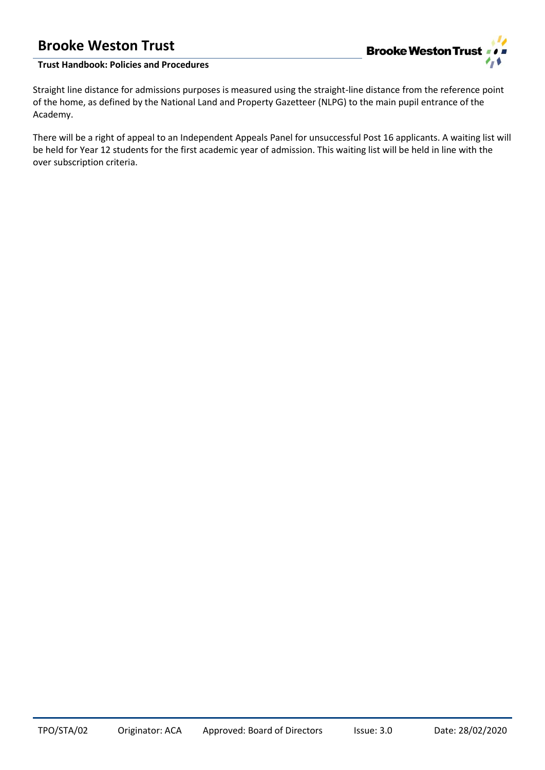Straight line distance for admissions purposes is measured using the straight-line distance from the reference point of the home, as defined by the National Land and Property Gazetteer (NLPG) to the main pupil entrance of the Academy.

There will be a right of appeal to an Independent Appeals Panel for unsuccessful Post 16 applicants. A waiting list will be held for Year 12 students for the first academic year of admission. This waiting list will be held in line with the over subscription criteria.